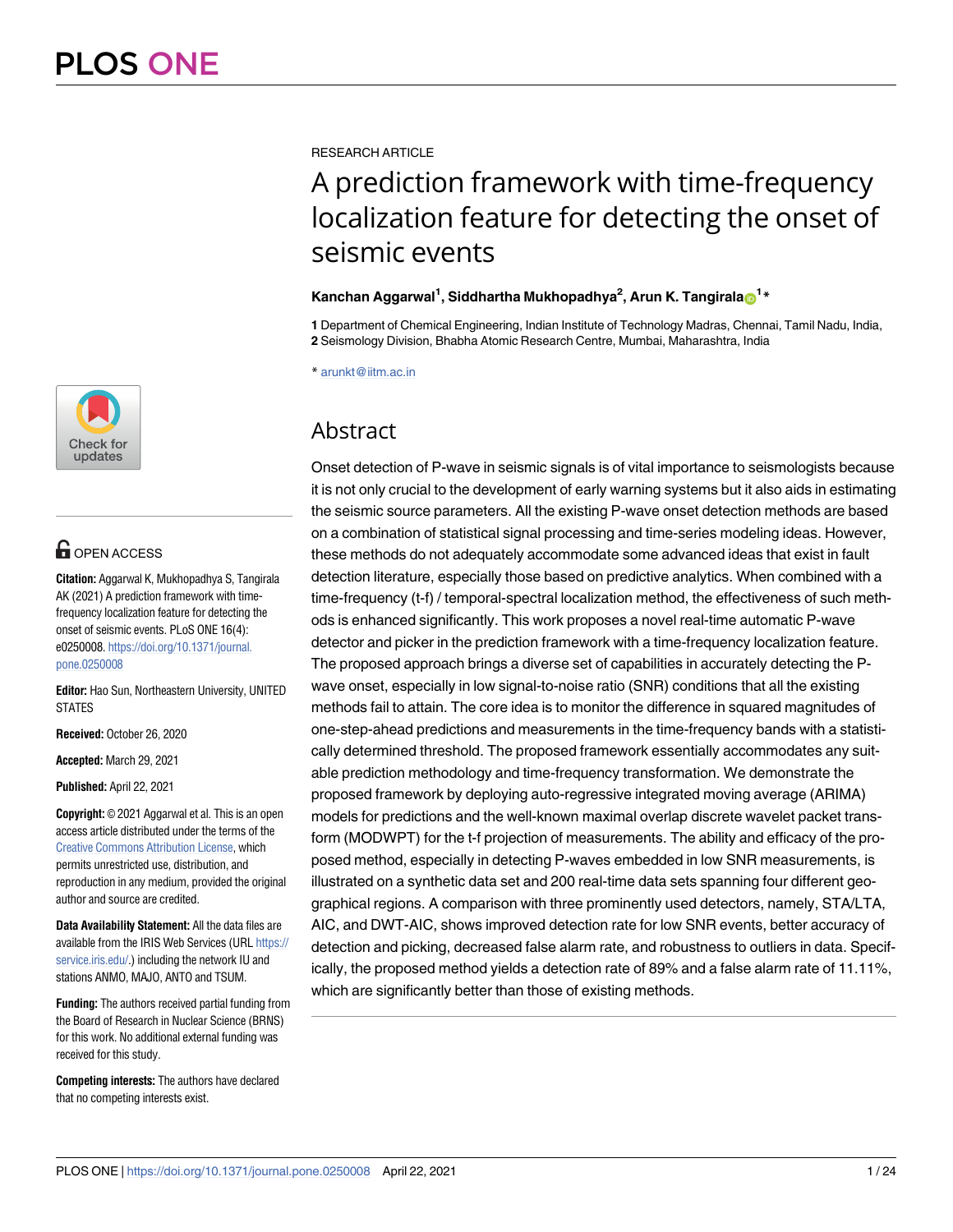RESEARCH ARTICLE

# A prediction framework with time-frequency localization feature for detecting the onset of seismic events

**Kanchan Aggarwal[1], Siddhartha Mukhopadhya[2], Arun K. Tangirala[1]***

**1** Department of Chemical Engineering, Indian Institute of Technology Madras, Chennai, Tamil Nadu, India, **2** Seismology Division, Bhabha Atomic Research Centre, Mumbai, Maharashtra, India

* arunkt@iitm.ac.in

OPEN ACCESS

**Citation:** Aggarwal K, Mukhopadhya S, Tangirala AK (2021) A prediction framework with time-frequency localization feature for detecting the onset of seismic events. PLoS ONE 16(4): e0250008. https://doi.org/10.1371/journal.pone.0250008

**Editor:** Hao Sun, Northeastern University, UNITED STATES

**Received:** October 26, 2020

**Accepted:** March 29, 2021

**Published:** April 22, 2021

**Copyright:** © 2021 Aggarwal et al. This is an open access article distributed under the terms of the Creative Commons Attribution License, which permits unrestricted use, distribution, and reproduction in any medium, provided the original author and source are credited.

**Data Availability Statement:** All the data files are available from the IRIS Web Services (URL https://service.iris.edu/.) including the network IU and stations ANMO, MAJO, ANTO and TSUM.

**Funding:** The authors received partial funding from the Board of Research in Nuclear Science (BRNS) for this work. No additional external funding was received for this study.

**Competing interests:** The authors have declared that no competing interests exist.

## Abstract

Onset detection of P-wave in seismic signals is of vital importance to seismologists because it is not only crucial to the development of early warning systems but it also aids in estimating the seismic source parameters. All the existing P-wave onset detection methods are based on a combination of statistical signal processing and time-series modeling ideas. However, these methods do not adequately accommodate some advanced ideas that exist in fault detection literature, especially those based on predictive analytics. When combined with a time-frequency (t-f) / temporal-spectral localization method, the effectiveness of such methods is enhanced significantly. This work proposes a novel real-time automatic P-wave detector and picker in the prediction framework with a time-frequency localization feature. The proposed approach brings a diverse set of capabilities in accurately detecting the P-wave onset, especially in low signal-to-noise ratio (SNR) conditions that all the existing methods fail to attain. The core idea is to monitor the difference in squared magnitudes of one-step-ahead predictions and measurements in the time-frequency bands with a statistically determined threshold. The proposed framework essentially accommodates any suitable prediction methodology and time-frequency transformation. We demonstrate the proposed framework by deploying auto-regressive integrated moving average (ARIMA) models for predictions and the well-known maximal overlap discrete wavelet packet transform (MODWPT) for the t-f projection of measurements. The ability and efficacy of the proposed method, especially in detecting P-waves embedded in low SNR measurements, is illustrated on a synthetic data set and 200 real-time data sets spanning four different geographical regions. A comparison with three prominently used detectors, namely, STA/LTA, AIC, and DWT-AIC, shows improved detection rate for low SNR events, better accuracy of detection and picking, decreased false alarm rate, and robustness to outliers in data. Specifically, the proposed method yields a detection rate of 89% and a false alarm rate of 11.11%, which are significantly better than those of existing methods.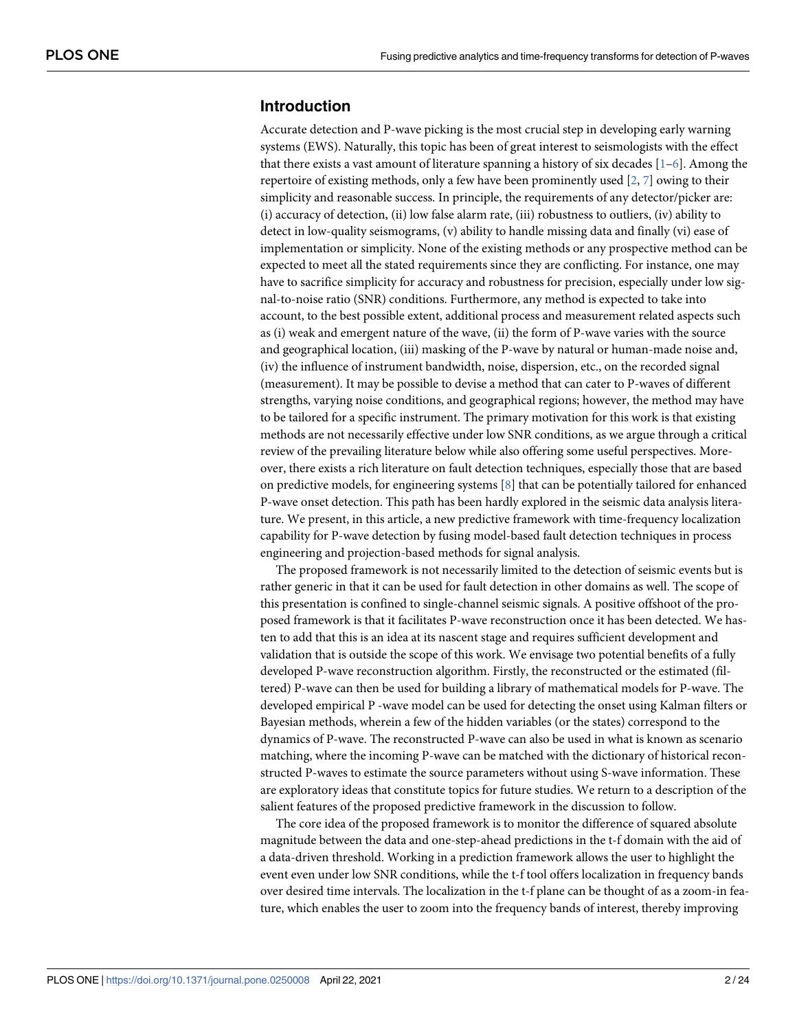## Introduction

Accurate detection and P-wave picking is the most crucial step in developing early warning systems (EWS). Naturally, this topic has been of great interest to seismologists with the effect that there exists a vast amount of literature spanning a history of six decades [1–6]. Among the repertoire of existing methods, only a few have been prominently used [2, 7] owing to their simplicity and reasonable success. In principle, the requirements of any detector/picker are: (i) accuracy of detection, (ii) low false alarm rate, (iii) robustness to outliers, (iv) ability to detect in low-quality seismograms, (v) ability to handle missing data and finally (vi) ease of implementation or simplicity. None of the existing methods or any prospective method can be expected to meet all the stated requirements since they are conflicting. For instance, one may have to sacrifice simplicity for accuracy and robustness for precision, especially under low signal-to-noise ratio (SNR) conditions. Furthermore, any method is expected to take into account, to the best possible extent, additional process and measurement related aspects such as (i) weak and emergent nature of the wave, (ii) the form of P-wave varies with the source and geographical location, (iii) masking of the P-wave by natural or human-made noise and, (iv) the influence of instrument bandwidth, noise, dispersion, etc., on the recorded signal (measurement). It may be possible to devise a method that can cater to P-waves of different strengths, varying noise conditions, and geographical regions; however, the method may have to be tailored for a specific instrument. The primary motivation for this work is that existing methods are not necessarily effective under low SNR conditions, as we argue through a critical review of the prevailing literature below while also offering some useful perspectives. Moreover, there exists a rich literature on fault detection techniques, especially those that are based on predictive models, for engineering systems [8] that can be potentially tailored for enhanced P-wave onset detection. This path has been hardly explored in the seismic data analysis literature. We present, in this article, a new predictive framework with time-frequency localization capability for P-wave detection by fusing model-based fault detection techniques in process engineering and projection-based methods for signal analysis.

The proposed framework is not necessarily limited to the detection of seismic events but is rather generic in that it can be used for fault detection in other domains as well. The scope of this presentation is confined to single-channel seismic signals. A positive offshoot of the proposed framework is that it facilitates P-wave reconstruction once it has been detected. We hasten to add that this is an idea at its nascent stage and requires sufficient development and validation that is outside the scope of this work. We envisage two potential benefits of a fully developed P-wave reconstruction algorithm. Firstly, the reconstructed or the estimated (filtered) P-wave can then be used for building a library of mathematical models for P-wave. The developed empirical P -wave model can be used for detecting the onset using Kalman filters or Bayesian methods, wherein a few of the hidden variables (or the states) correspond to the dynamics of P-wave. The reconstructed P-wave can also be used in what is known as scenario matching, where the incoming P-wave can be matched with the dictionary of historical reconstructed P-waves to estimate the source parameters without using S-wave information. These are exploratory ideas that constitute topics for future studies. We return to a description of the salient features of the proposed predictive framework in the discussion to follow.

The core idea of the proposed framework is to monitor the difference of squared absolute magnitude between the data and one-step-ahead predictions in the t-f domain with the aid of a data-driven threshold. Working in a prediction framework allows the user to highlight the event even under low SNR conditions, while the t-f tool offers localization in frequency bands over desired time intervals. The localization in the t-f plane can be thought of as a zoom-in feature, which enables the user to zoom into the frequency bands of interest, thereby improving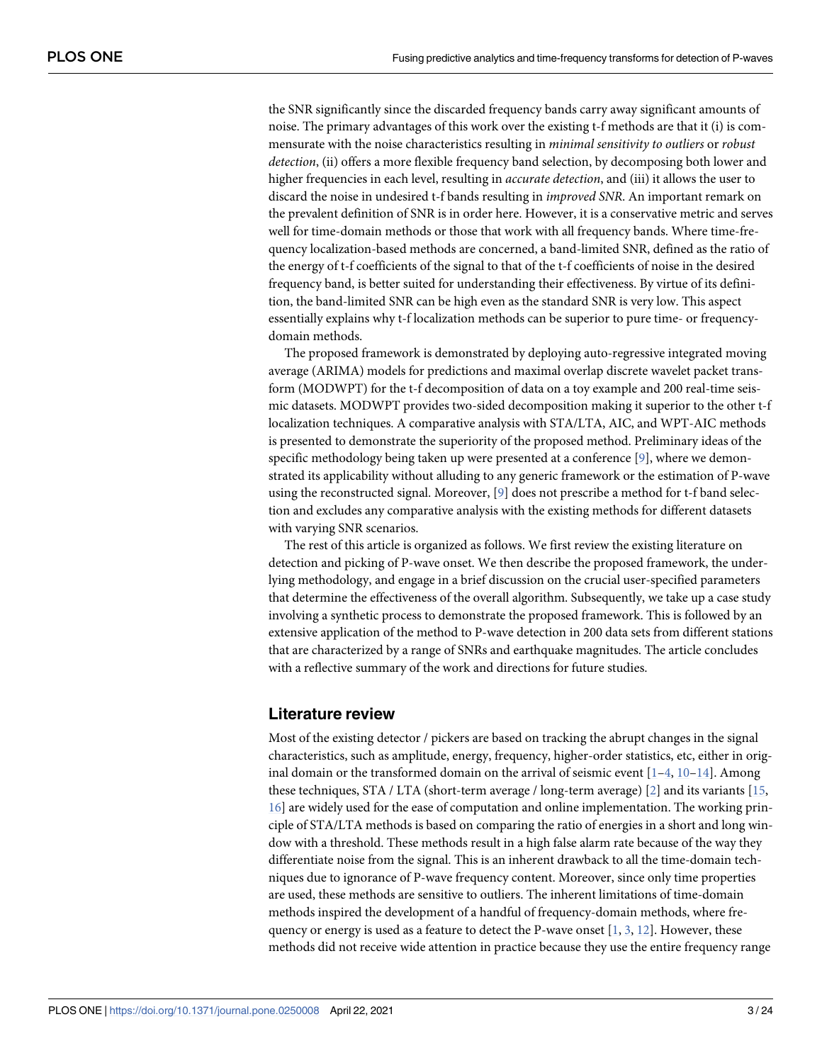the SNR significantly since the discarded frequency bands carry away significant amounts of noise. The primary advantages of this work over the existing t-f methods are that it (i) is commensurate with the noise characteristics resulting in *minimal sensitivity to outliers* or *robust detection*, (ii) offers a more flexible frequency band selection, by decomposing both lower and higher frequencies in each level, resulting in *accurate detection*, and (iii) it allows the user to discard the noise in undesired t-f bands resulting in *improved SNR*. An important remark on the prevalent definition of SNR is in order here. However, it is a conservative metric and serves well for time-domain methods or those that work with all frequency bands. Where time-frequency localization-based methods are concerned, a band-limited SNR, defined as the ratio of the energy of t-f coefficients of the signal to that of the t-f coefficients of noise in the desired frequency band, is better suited for understanding their effectiveness. By virtue of its definition, the band-limited SNR can be high even as the standard SNR is very low. This aspect essentially explains why t-f localization methods can be superior to pure time- or frequency-domain methods.

The proposed framework is demonstrated by deploying auto-regressive integrated moving average (ARIMA) models for predictions and maximal overlap discrete wavelet packet transform (MODWPT) for the t-f decomposition of data on a toy example and 200 real-time seismic datasets. MODWPT provides two-sided decomposition making it superior to the other t-f localization techniques. A comparative analysis with STA/LTA, AIC, and WPT-AIC methods is presented to demonstrate the superiority of the proposed method. Preliminary ideas of the specific methodology being taken up were presented at a conference [9], where we demonstrated its applicability without alluding to any generic framework or the estimation of P-wave using the reconstructed signal. Moreover, [9] does not prescribe a method for t-f band selection and excludes any comparative analysis with the existing methods for different datasets with varying SNR scenarios.

The rest of this article is organized as follows. We first review the existing literature on detection and picking of P-wave onset. We then describe the proposed framework, the underlying methodology, and engage in a brief discussion on the crucial user-specified parameters that determine the effectiveness of the overall algorithm. Subsequently, we take up a case study involving a synthetic process to demonstrate the proposed framework. This is followed by an extensive application of the method to P-wave detection in 200 data sets from different stations that are characterized by a range of SNRs and earthquake magnitudes. The article concludes with a reflective summary of the work and directions for future studies.

## Literature review

Most of the existing detector / pickers are based on tracking the abrupt changes in the signal characteristics, such as amplitude, energy, frequency, higher-order statistics, etc, either in original domain or the transformed domain on the arrival of seismic event [1–4, 10–14]. Among these techniques, STA / LTA (short-term average / long-term average) [2] and its variants [15, 16] are widely used for the ease of computation and online implementation. The working principle of STA/LTA methods is based on comparing the ratio of energies in a short and long window with a threshold. These methods result in a high false alarm rate because of the way they differentiate noise from the signal. This is an inherent drawback to all the time-domain techniques due to ignorance of P-wave frequency content. Moreover, since only time properties are used, these methods are sensitive to outliers. The inherent limitations of time-domain methods inspired the development of a handful of frequency-domain methods, where frequency or energy is used as a feature to detect the P-wave onset [1, 3, 12]. However, these methods did not receive wide attention in practice because they use the entire frequency range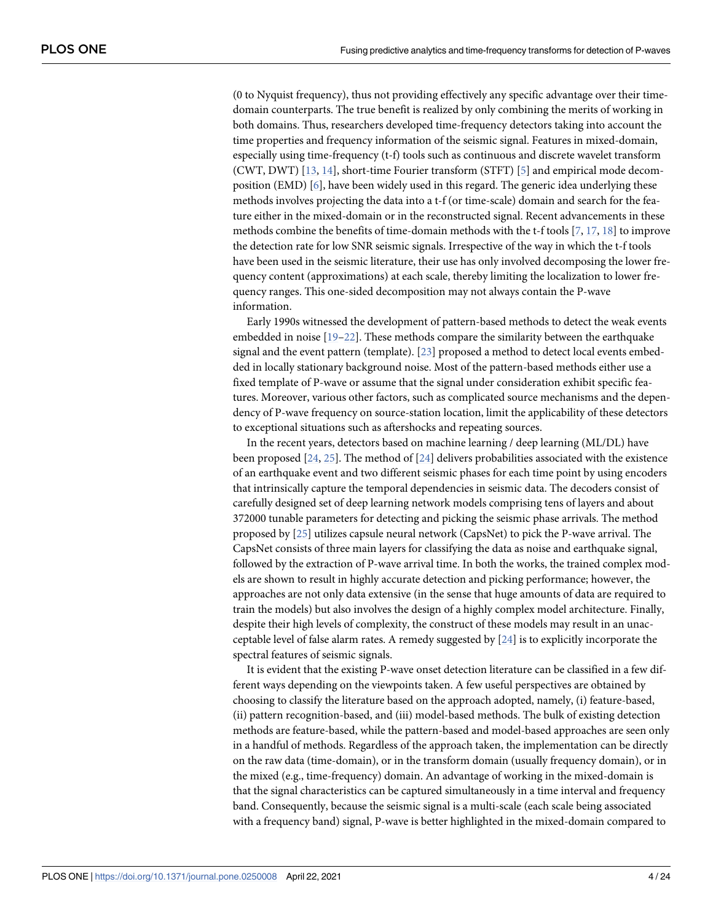(0 to Nyquist frequency), thus not providing effectively any specific advantage over their time-domain counterparts. The true benefit is realized by only combining the merits of working in both domains. Thus, researchers developed time-frequency detectors taking into account the time properties and frequency information of the seismic signal. Features in mixed-domain, especially using time-frequency (t-f) tools such as continuous and discrete wavelet transform (CWT, DWT) [13, 14], short-time Fourier transform (STFT) [5] and empirical mode decomposition (EMD) [6], have been widely used in this regard. The generic idea underlying these methods involves projecting the data into a t-f (or time-scale) domain and search for the feature either in the mixed-domain or in the reconstructed signal. Recent advancements in these methods combine the benefits of time-domain methods with the t-f tools [7, 17, 18] to improve the detection rate for low SNR seismic signals. Irrespective of the way in which the t-f tools have been used in the seismic literature, their use has only involved decomposing the lower frequency content (approximations) at each scale, thereby limiting the localization to lower frequency ranges. This one-sided decomposition may not always contain the P-wave information.

Early 1990s witnessed the development of pattern-based methods to detect the weak events embedded in noise [19–22]. These methods compare the similarity between the earthquake signal and the event pattern (template). [23] proposed a method to detect local events embedded in locally stationary background noise. Most of the pattern-based methods either use a fixed template of P-wave or assume that the signal under consideration exhibit specific features. Moreover, various other factors, such as complicated source mechanisms and the dependency of P-wave frequency on source-station location, limit the applicability of these detectors to exceptional situations such as aftershocks and repeating sources.

In the recent years, detectors based on machine learning / deep learning (ML/DL) have been proposed [24, 25]. The method of [24] delivers probabilities associated with the existence of an earthquake event and two different seismic phases for each time point by using encoders that intrinsically capture the temporal dependencies in seismic data. The decoders consist of carefully designed set of deep learning network models comprising tens of layers and about 372000 tunable parameters for detecting and picking the seismic phase arrivals. The method proposed by [25] utilizes capsule neural network (CapsNet) to pick the P-wave arrival. The CapsNet consists of three main layers for classifying the data as noise and earthquake signal, followed by the extraction of P-wave arrival time. In both the works, the trained complex models are shown to result in highly accurate detection and picking performance; however, the approaches are not only data extensive (in the sense that huge amounts of data are required to train the models) but also involves the design of a highly complex model architecture. Finally, despite their high levels of complexity, the construct of these models may result in an unacceptable level of false alarm rates. A remedy suggested by [24] is to explicitly incorporate the spectral features of seismic signals.

It is evident that the existing P-wave onset detection literature can be classified in a few different ways depending on the viewpoints taken. A few useful perspectives are obtained by choosing to classify the literature based on the approach adopted, namely, (i) feature-based, (ii) pattern recognition-based, and (iii) model-based methods. The bulk of existing detection methods are feature-based, while the pattern-based and model-based approaches are seen only in a handful of methods. Regardless of the approach taken, the implementation can be directly on the raw data (time-domain), or in the transform domain (usually frequency domain), or in the mixed (e.g., time-frequency) domain. An advantage of working in the mixed-domain is that the signal characteristics can be captured simultaneously in a time interval and frequency band. Consequently, because the seismic signal is a multi-scale (each scale being associated with a frequency band) signal, P-wave is better highlighted in the mixed-domain compared to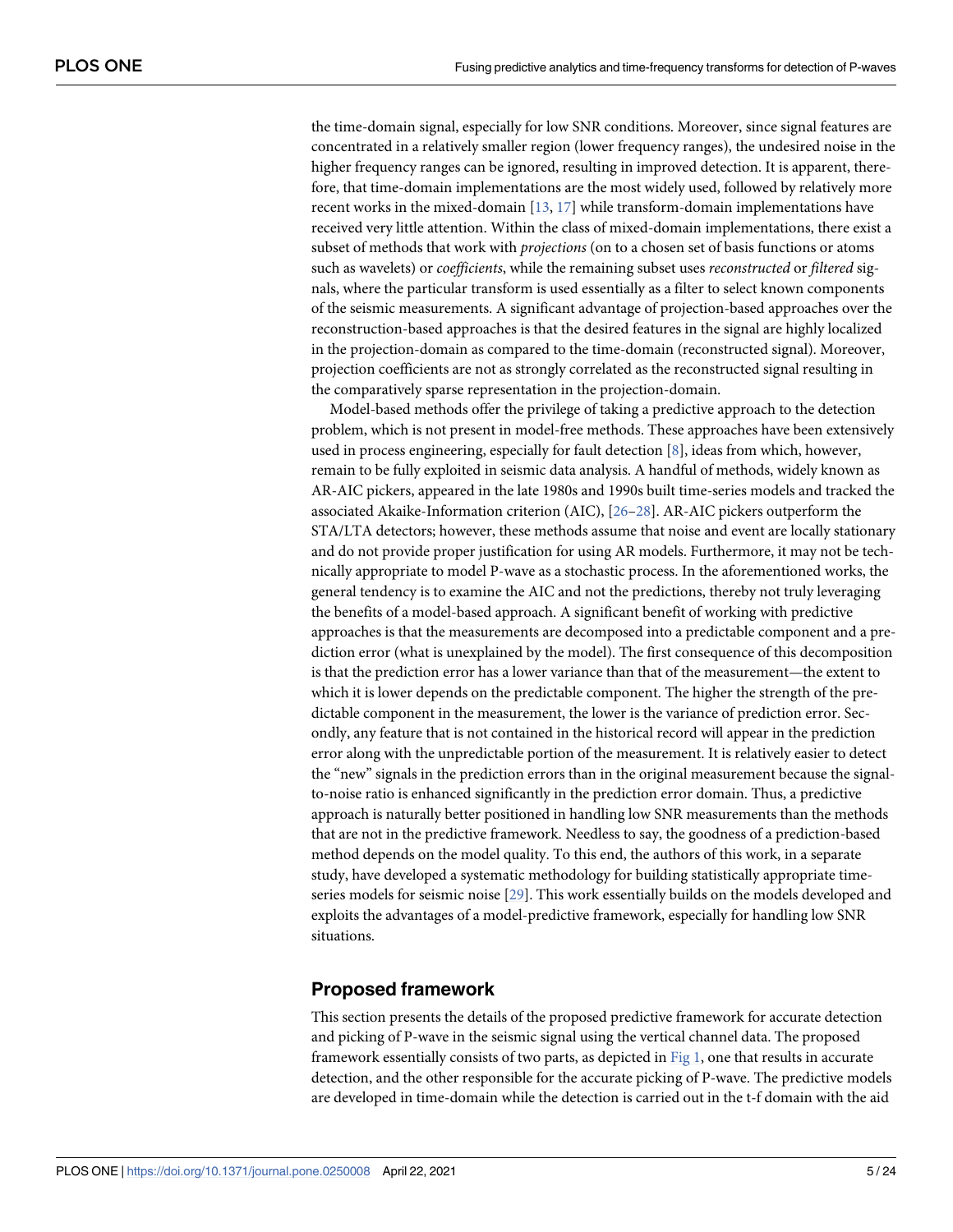the time-domain signal, especially for low SNR conditions. Moreover, since signal features are concentrated in a relatively smaller region (lower frequency ranges), the undesired noise in the higher frequency ranges can be ignored, resulting in improved detection. It is apparent, therefore, that time-domain implementations are the most widely used, followed by relatively more recent works in the mixed-domain [13, 17] while transform-domain implementations have received very little attention. Within the class of mixed-domain implementations, there exist a subset of methods that work with *projections* (on to a chosen set of basis functions or atoms such as wavelets) or *coefficients*, while the remaining subset uses *reconstructed* or *filtered* signals, where the particular transform is used essentially as a filter to select known components of the seismic measurements. A significant advantage of projection-based approaches over the reconstruction-based approaches is that the desired features in the signal are highly localized in the projection-domain as compared to the time-domain (reconstructed signal). Moreover, projection coefficients are not as strongly correlated as the reconstructed signal resulting in the comparatively sparse representation in the projection-domain.

Model-based methods offer the privilege of taking a predictive approach to the detection problem, which is not present in model-free methods. These approaches have been extensively used in process engineering, especially for fault detection [8], ideas from which, however, remain to be fully exploited in seismic data analysis. A handful of methods, widely known as AR-AIC pickers, appeared in the late 1980s and 1990s built time-series models and tracked the associated Akaike-Information criterion (AIC), [26–28]. AR-AIC pickers outperform the STA/LTA detectors; however, these methods assume that noise and event are locally stationary and do not provide proper justification for using AR models. Furthermore, it may not be technically appropriate to model P-wave as a stochastic process. In the aforementioned works, the general tendency is to examine the AIC and not the predictions, thereby not truly leveraging the benefits of a model-based approach. A significant benefit of working with predictive approaches is that the measurements are decomposed into a predictable component and a prediction error (what is unexplained by the model). The first consequence of this decomposition is that the prediction error has a lower variance than that of the measurement—the extent to which it is lower depends on the predictable component. The higher the strength of the predictable component in the measurement, the lower is the variance of prediction error. Secondly, any feature that is not contained in the historical record will appear in the prediction error along with the unpredictable portion of the measurement. It is relatively easier to detect the "new" signals in the prediction errors than in the original measurement because the signal-to-noise ratio is enhanced significantly in the prediction error domain. Thus, a predictive approach is naturally better positioned in handling low SNR measurements than the methods that are not in the predictive framework. Needless to say, the goodness of a prediction-based method depends on the model quality. To this end, the authors of this work, in a separate study, have developed a systematic methodology for building statistically appropriate time-series models for seismic noise [29]. This work essentially builds on the models developed and exploits the advantages of a model-predictive framework, especially for handling low SNR situations.

## Proposed framework

This section presents the details of the proposed predictive framework for accurate detection and picking of P-wave in the seismic signal using the vertical channel data. The proposed framework essentially consists of two parts, as depicted in Fig 1, one that results in accurate detection, and the other responsible for the accurate picking of P-wave. The predictive models are developed in time-domain while the detection is carried out in the t-f domain with the aid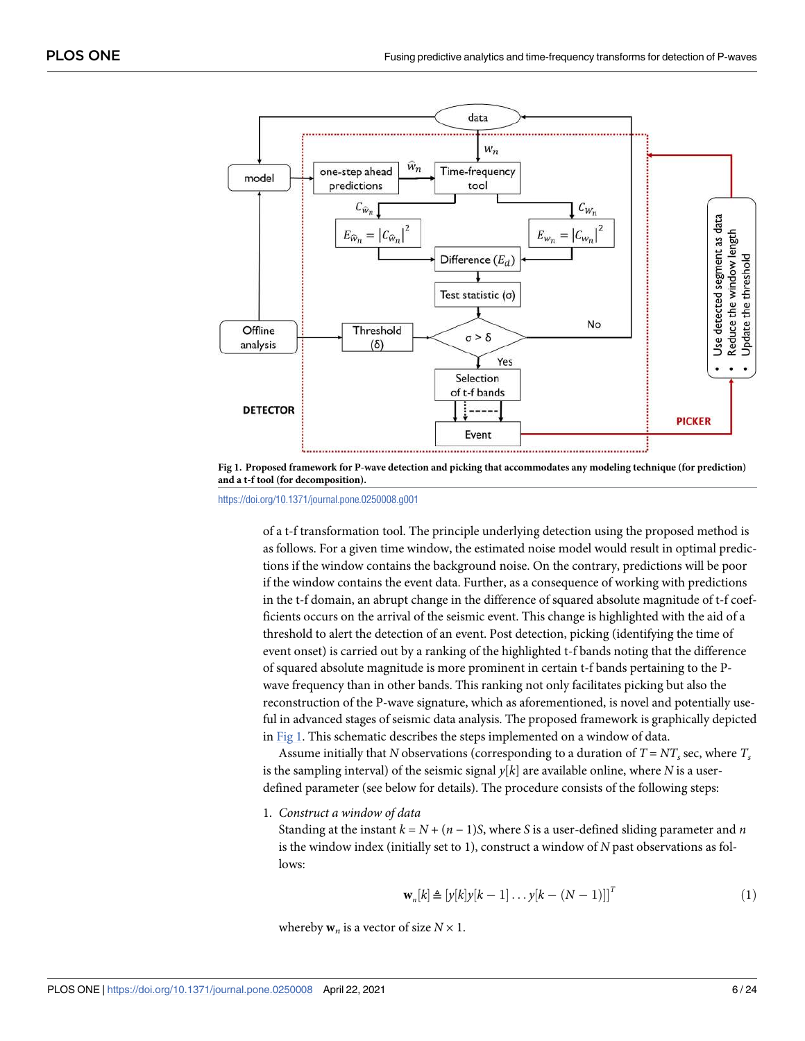Fig 1. Proposed framework for P-wave detection and picking that accommodates any modeling technique (for prediction) and a t-f tool (for decomposition).

https://doi.org/10.1371/journal.pone.0250008.g001

of a t-f transformation tool. The principle underlying detection using the proposed method is as follows. For a given time window, the estimated noise model would result in optimal predictions if the window contains the background noise. On the contrary, predictions will be poor if the window contains the event data. Further, as a consequence of working with predictions in the t-f domain, an abrupt change in the difference of squared absolute magnitude of t-f coefficients occurs on the arrival of the seismic event. This change is highlighted with the aid of a threshold to alert the detection of an event. Post detection, picking (identifying the time of event onset) is carried out by a ranking of the highlighted t-f bands noting that the difference of squared absolute magnitude is more prominent in certain t-f bands pertaining to the P-wave frequency than in other bands. This ranking not only facilitates picking but also the reconstruction of the P-wave signature, which as aforementioned, is novel and potentially useful in advanced stages of seismic data analysis. The proposed framework is graphically depicted in Fig 1. This schematic describes the steps implemented on a window of data.

Assume initially that $N$ observations (corresponding to a duration of $T = NT_s$ sec, where $T_s$ is the sampling interval) of the seismic signal $y[k]$ are available online, where $N$ is a user-defined parameter (see below for details). The procedure consists of the following steps:

1. *Construct a window of data*

   Standing at the instant $k = N + (n - 1)S$, where $S$ is a user-defined sliding parameter and $n$ is the window index (initially set to 1), construct a window of $N$ past observations as follows:

$$\mathbf{w}_n[k] \triangleq [y[k]y[k-1]\ldots y[k-(N-1)]]^T \tag{1}$$

   whereby $\mathbf{w}_n$ is a vector of size $N \times 1$.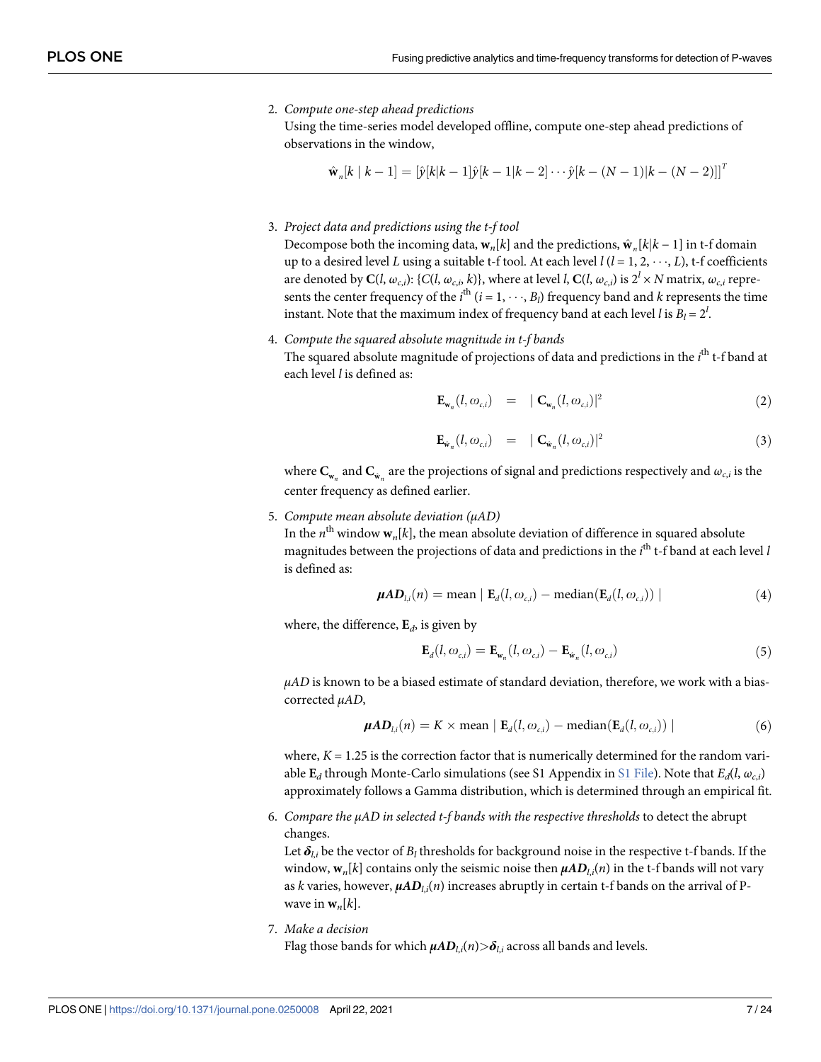2. *Compute one-step ahead predictions*
   Using the time-series model developed offline, compute one-step ahead predictions of observations in the window,

$$\hat{\mathbf{w}}_n[k \mid k-1] = [\hat{y}[k|k-1]\hat{y}[k-1|k-2]\cdots\hat{y}[k-(N-1)|k-(N-2)]]^T$$

3. *Project data and predictions using the t-f tool*
   Decompose both the incoming data, $\mathbf{w}_n[k]$ and the predictions, $\hat{\mathbf{w}}_n[k|k-1]$ in t-f domain up to a desired level $L$ using a suitable t-f tool. At each level $l$ ($l = 1, 2, \cdots, L$), t-f coefficients are denoted by $\mathbf{C}(l, \omega_{c,i})$: $\{C(l, \omega_{c,i}, k)\}$, where at level $l$, $\mathbf{C}(l, \omega_{c,i})$ is $2^l \times N$ matrix, $\omega_{c,i}$ represents the center frequency of the $i^{\text{th}}$ ($i = 1, \cdots, B_l$) frequency band and $k$ represents the time instant. Note that the maximum index of frequency band at each level $l$ is $B_l = 2^l$.

4. *Compute the squared absolute magnitude in t-f bands*
   The squared absolute magnitude of projections of data and predictions in the $i^{\text{th}}$ t-f band at each level $l$ is defined as:

$$\mathbf{E}_{\mathbf{w}_n}(l, \omega_{c,i}) \quad = \quad |\,\mathbf{C}_{\mathbf{w}_n}(l, \omega_{c,i})|^2 \tag{2}$$

$$\mathbf{E}_{\hat{\mathbf{w}}_n}(l, \omega_{c,i}) \quad = \quad |\,\mathbf{C}_{\hat{\mathbf{w}}_n}(l, \omega_{c,i})|^2 \tag{3}$$

   where $\mathbf{C}_{\mathbf{w}_n}$ and $\mathbf{C}_{\hat{\mathbf{w}}_n}$ are the projections of signal and predictions respectively and $\omega_{c,i}$ is the center frequency as defined earlier.

5. *Compute mean absolute deviation (μAD)*
   In the $n^{\text{th}}$ window $\mathbf{w}_n[k]$, the mean absolute deviation of difference in squared absolute magnitudes between the projections of data and predictions in the $i^{\text{th}}$ t-f band at each level $l$ is defined as:

$$\boldsymbol{\mu AD}_{l,i}(n) = \text{mean}\mid \mathbf{E}_d(l, \omega_{c,i}) - \text{median}(\mathbf{E}_d(l, \omega_{c,i}))\mid \tag{4}$$

   where, the difference, $\mathbf{E}_d$, is given by

$$\mathbf{E}_d(l, \omega_{c,i}) = \mathbf{E}_{\mathbf{w}_n}(l, \omega_{c,i}) - \mathbf{E}_{\hat{\mathbf{w}}_n}(l, \omega_{c,i}) \tag{5}$$

   $\mu AD$ is known to be a biased estimate of standard deviation, therefore, we work with a bias-corrected $\mu AD$,

$$\boldsymbol{\mu AD}_{l,i}(n) = K \times \text{mean}\mid \mathbf{E}_d(l, \omega_{c,i}) - \text{median}(\mathbf{E}_d(l, \omega_{c,i}))\mid \tag{6}$$

   where, $K = 1.25$ is the correction factor that is numerically determined for the random variable $\mathbf{E}_d$ through Monte-Carlo simulations (see S1 Appendix in S1 File). Note that $E_d(l, \omega_{c,i})$ approximately follows a Gamma distribution, which is determined through an empirical fit.

6. *Compare the μAD in selected t-f bands with the respective thresholds* to detect the abrupt changes.
   Let $\boldsymbol{\delta}_{l,i}$ be the vector of $B_l$ thresholds for background noise in the respective t-f bands. If the window, $\mathbf{w}_n[k]$ contains only the seismic noise then $\boldsymbol{\mu AD}_{l,i}(n)$ in the t-f bands will not vary as $k$ varies, however, $\boldsymbol{\mu AD}_{l,i}(n)$ increases abruptly in certain t-f bands on the arrival of P-wave in $\mathbf{w}_n[k]$.

7. *Make a decision*
   Flag those bands for which $\boldsymbol{\mu AD}_{l,i}(n) > \boldsymbol{\delta}_{l,i}$ across all bands and levels.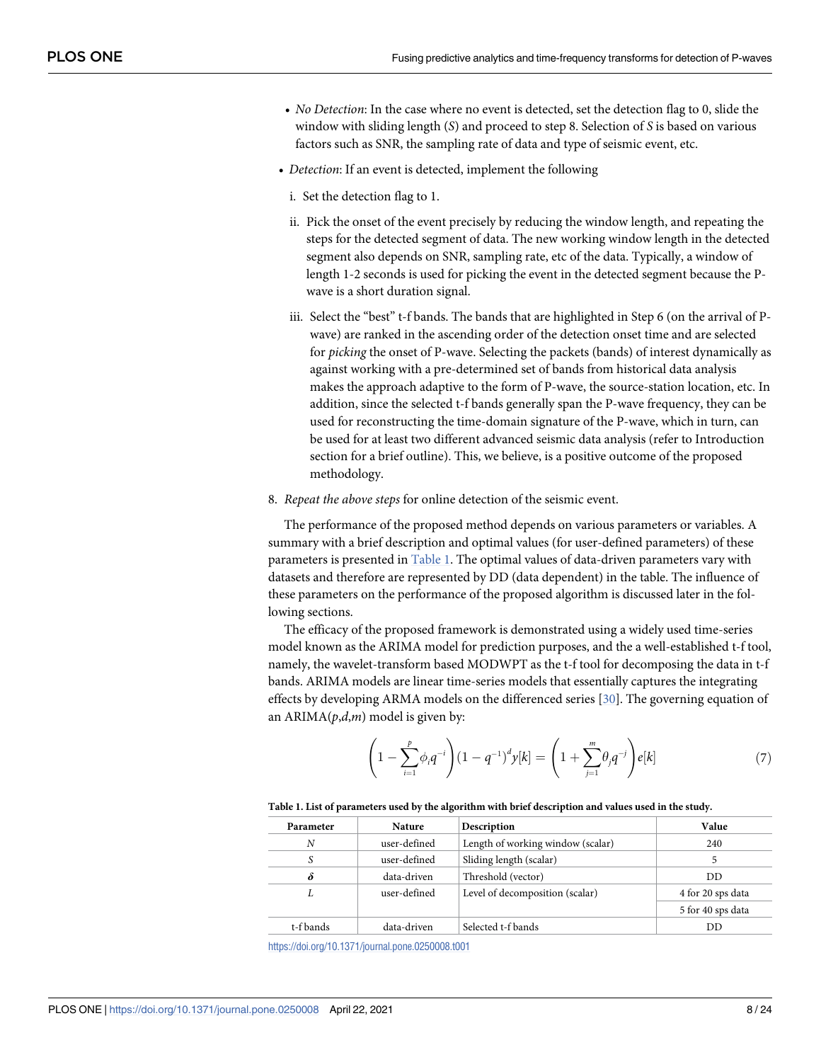- *No Detection*: In the case where no event is detected, set the detection flag to 0, slide the window with sliding length ($S$) and proceed to step 8. Selection of $S$ is based on various factors such as SNR, the sampling rate of data and type of seismic event, etc.

- *Detection*: If an event is detected, implement the following

  i. Set the detection flag to 1.

  ii. Pick the onset of the event precisely by reducing the window length, and repeating the steps for the detected segment of data. The new working window length in the detected segment also depends on SNR, sampling rate, etc of the data. Typically, a window of length 1-2 seconds is used for picking the event in the detected segment because the P-wave is a short duration signal.

  iii. Select the "best" t-f bands. The bands that are highlighted in Step 6 (on the arrival of P-wave) are ranked in the ascending order of the detection onset time and are selected for *picking* the onset of P-wave. Selecting the packets (bands) of interest dynamically as against working with a pre-determined set of bands from historical data analysis makes the approach adaptive to the form of P-wave, the source-station location, etc. In addition, since the selected t-f bands generally span the P-wave frequency, they can be used for reconstructing the time-domain signature of the P-wave, which in turn, can be used for at least two different advanced seismic data analysis (refer to Introduction section for a brief outline). This, we believe, is a positive outcome of the proposed methodology.

8. *Repeat the above steps* for online detection of the seismic event.

The performance of the proposed method depends on various parameters or variables. A summary with a brief description and optimal values (for user-defined parameters) of these parameters is presented in Table 1. The optimal values of data-driven parameters vary with datasets and therefore are represented by DD (data dependent) in the table. The influence of these parameters on the performance of the proposed algorithm is discussed later in the following sections.

The efficacy of the proposed framework is demonstrated using a widely used time-series model known as the ARIMA model for prediction purposes, and the a well-established t-f tool, namely, the wavelet-transform based MODWPT as the t-f tool for decomposing the data in t-f bands. ARIMA models are linear time-series models that essentially captures the integrating effects by developing ARMA models on the differenced series [30]. The governing equation of an ARIMA($p$,$d$,$m$) model is given by:

$$\left(1 - \sum_{i=1}^{p} \phi_i q^{-i}\right)(1 - q^{-1})^d y[k] = \left(1 + \sum_{j=1}^{m} \theta_j q^{-j}\right) e[k] \tag{7}$$

**Table 1. List of parameters used by the algorithm with brief description and values used in the study.**

| Parameter | Nature | Description | Value |
|---|---|---|---|
| $N$ | user-defined | Length of working window (scalar) | 240 |
| $S$ | user-defined | Sliding length (scalar) | 5 |
| $\boldsymbol{\delta}$ | data-driven | Threshold (vector) | DD |
| $L$ | user-defined | Level of decomposition (scalar) | 4 for 20 sps data |
| | | | 5 for 40 sps data |
| t-f bands | data-driven | Selected t-f bands | DD |

https://doi.org/10.1371/journal.pone.0250008.t001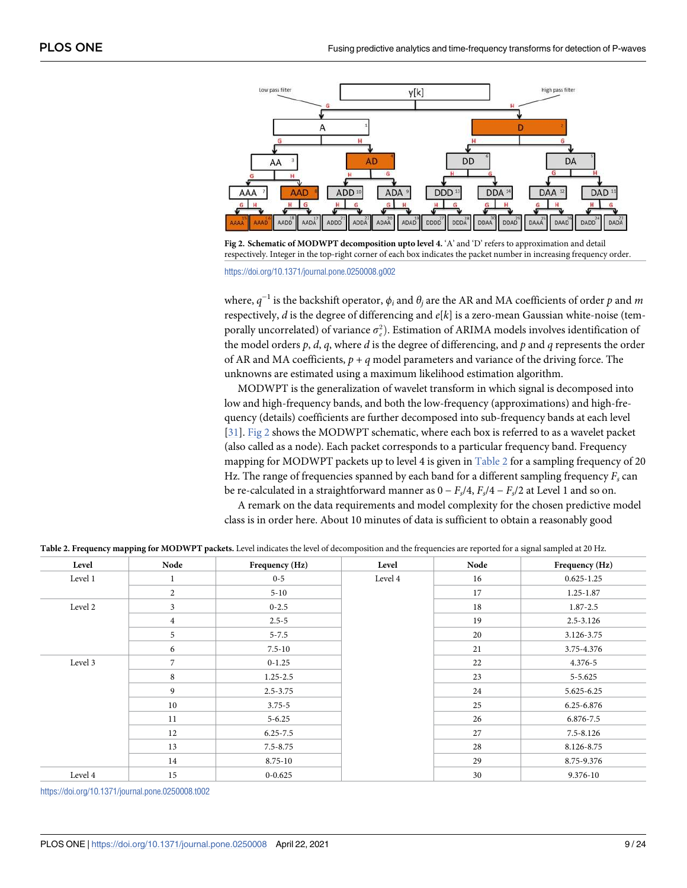Fig 2. Schematic of MODWPT decomposition upto level 4. 'A' and 'D' refers to approximation and detail respectively. Integer in the top-right corner of each box indicates the packet number in increasing frequency order.

https://doi.org/10.1371/journal.pone.0250008.g002

where, $q^{-1}$ is the backshift operator, $\phi_i$ and $\theta_j$ are the AR and MA coefficients of order $p$ and $m$ respectively, $d$ is the degree of differencing and $e[k]$ is a zero-mean Gaussian white-noise (temporally uncorrelated) of variance $\sigma_e^2$). Estimation of ARIMA models involves identification of the model orders $p$, $d$, $q$, where $d$ is the degree of differencing, and $p$ and $q$ represents the order of AR and MA coefficients, $p + q$ model parameters and variance of the driving force. The unknowns are estimated using a maximum likelihood estimation algorithm.

MODWPT is the generalization of wavelet transform in which signal is decomposed into low and high-frequency bands, and both the low-frequency (approximations) and high-frequency (details) coefficients are further decomposed into sub-frequency bands at each level [31]. Fig 2 shows the MODWPT schematic, where each box is referred to as a wavelet packet (also called as a node). Each packet corresponds to a particular frequency band. Frequency mapping for MODWPT packets up to level 4 is given in Table 2 for a sampling frequency of 20 Hz. The range of frequencies spanned by each band for a different sampling frequency $F_s$ can be re-calculated in a straightforward manner as $0 - F_s/4$, $F_s/4 - F_s/2$ at Level 1 and so on.

A remark on the data requirements and model complexity for the chosen predictive model class is in order here. About 10 minutes of data is sufficient to obtain a reasonably good

**Table 2. Frequency mapping for MODWPT packets.** Level indicates the level of decomposition and the frequencies are reported for a signal sampled at 20 Hz.

| Level | Node | Frequency (Hz) | Level | Node | Frequency (Hz) |
|---|---|---|---|---|---|
| Level 1 | 1 | 0-5 | Level 4 | 16 | 0.625-1.25 |
| | 2 | 5-10 | | 17 | 1.25-1.87 |
| Level 2 | 3 | 0-2.5 | | 18 | 1.87-2.5 |
| | 4 | 2.5-5 | | 19 | 2.5-3.126 |
| | 5 | 5-7.5 | | 20 | 3.126-3.75 |
| | 6 | 7.5-10 | | 21 | 3.75-4.376 |
| Level 3 | 7 | 0-1.25 | | 22 | 4.376-5 |
| | 8 | 1.25-2.5 | | 23 | 5-5.625 |
| | 9 | 2.5-3.75 | | 24 | 5.625-6.25 |
| | 10 | 3.75-5 | | 25 | 6.25-6.876 |
| | 11 | 5-6.25 | | 26 | 6.876-7.5 |
| | 12 | 6.25-7.5 | | 27 | 7.5-8.126 |
| | 13 | 7.5-8.75 | | 28 | 8.126-8.75 |
| | 14 | 8.75-10 | | 29 | 8.75-9.376 |
| Level 4 | 15 | 0-0.625 | | 30 | 9.376-10 |

https://doi.org/10.1371/journal.pone.0250008.t002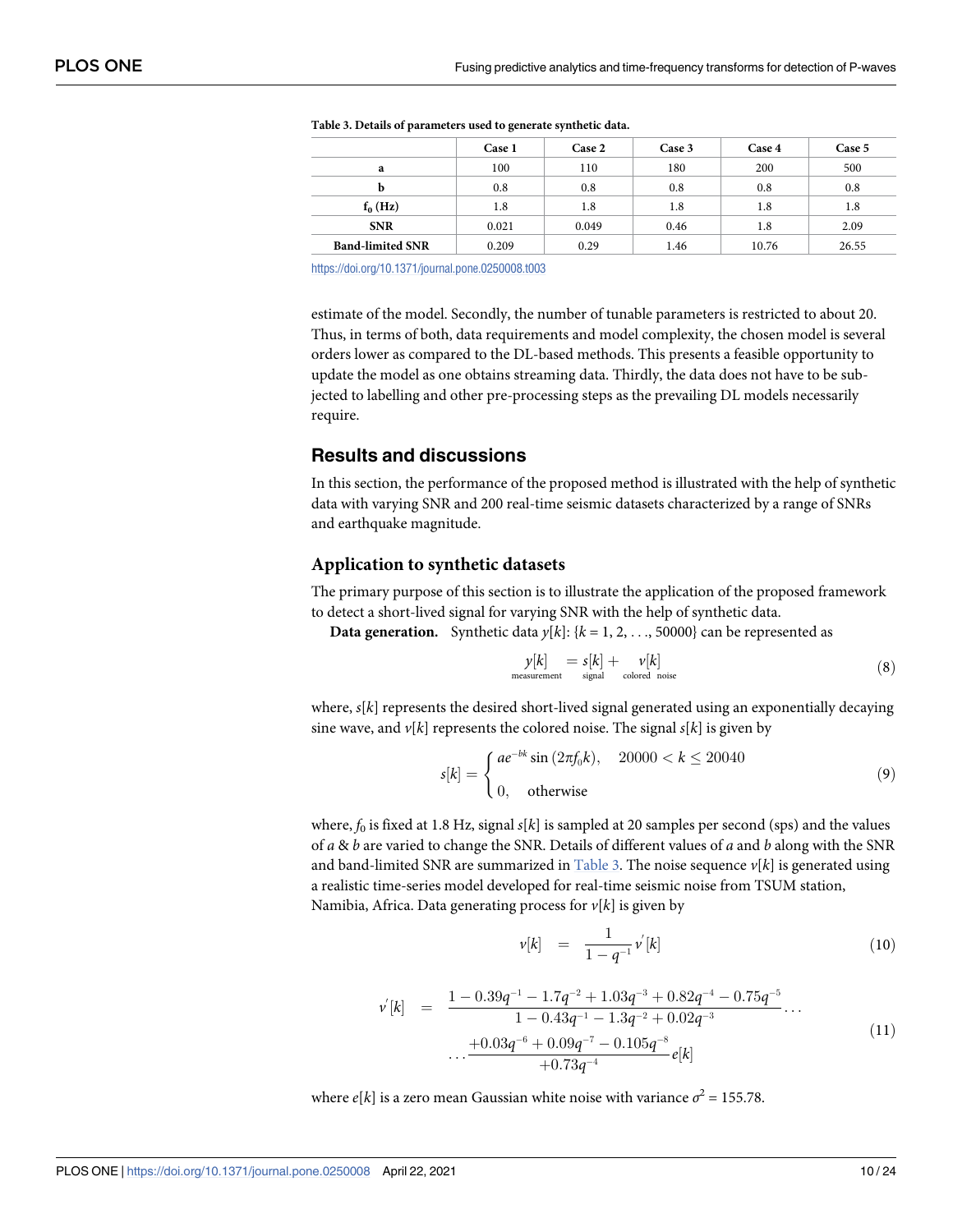**Table 3. Details of parameters used to generate synthetic data.**

| | Case 1 | Case 2 | Case 3 | Case 4 | Case 5 |
|---|---|---|---|---|---|
| **a** | 100 | 110 | 180 | 200 | 500 |
| **b** | 0.8 | 0.8 | 0.8 | 0.8 | 0.8 |
| **$f_0$ (Hz)** | 1.8 | 1.8 | 1.8 | 1.8 | 1.8 |
| **SNR** | 0.021 | 0.049 | 0.46 | 1.8 | 2.09 |
| **Band-limited SNR** | 0.209 | 0.29 | 1.46 | 10.76 | 26.55 |

https://doi.org/10.1371/journal.pone.0250008.t003

estimate of the model. Secondly, the number of tunable parameters is restricted to about 20. Thus, in terms of both, data requirements and model complexity, the chosen model is several orders lower as compared to the DL-based methods. This presents a feasible opportunity to update the model as one obtains streaming data. Thirdly, the data does not have to be subjected to labelling and other pre-processing steps as the prevailing DL models necessarily require.

## Results and discussions

In this section, the performance of the proposed method is illustrated with the help of synthetic data with varying SNR and 200 real-time seismic datasets characterized by a range of SNRs and earthquake magnitude.

### Application to synthetic datasets

The primary purpose of this section is to illustrate the application of the proposed framework to detect a short-lived signal for varying SNR with the help of synthetic data.

**Data generation.** Synthetic data $y[k]$: $\{k = 1, 2, \ldots, 50000\}$ can be represented as

$$\underset{\text{measurement}}{y[k]} = \underset{\text{signal}}{s[k]} + \underset{\text{colored noise}}{v[k]} \tag{8}$$

where, $s[k]$ represents the desired short-lived signal generated using an exponentially decaying sine wave, and $v[k]$ represents the colored noise. The signal $s[k]$ is given by

$$s[k] = \begin{cases} ae^{-bk}\sin(2\pi f_0 k), & 20000 < k \leq 20040 \\ 0, & \text{otherwise} \end{cases} \tag{9}$$

where, $f_0$ is fixed at 1.8 Hz, signal $s[k]$ is sampled at 20 samples per second (sps) and the values of $a$ & $b$ are varied to change the SNR. Details of different values of $a$ and $b$ along with the SNR and band-limited SNR are summarized in Table 3. The noise sequence $v[k]$ is generated using a realistic time-series model developed for real-time seismic noise from TSUM station, Namibia, Africa. Data generating process for $v[k]$ is given by

$$v[k] = \frac{1}{1-q^{-1}} v^{'}[k] \tag{10}$$

$$v^{'}[k] = \frac{1 - 0.39q^{-1} - 1.7q^{-2} + 1.03q^{-3} + 0.82q^{-4} - 0.75q^{-5}}{1 - 0.43q^{-1} - 1.3q^{-2} + 0.02q^{-3}} \cdots \\ \cdots \frac{+0.03q^{-6} + 0.09q^{-7} - 0.105q^{-8}}{+0.73q^{-4}} e[k] \tag{11}$$

where $e[k]$ is a zero mean Gaussian white noise with variance $\sigma^2 = 155.78$.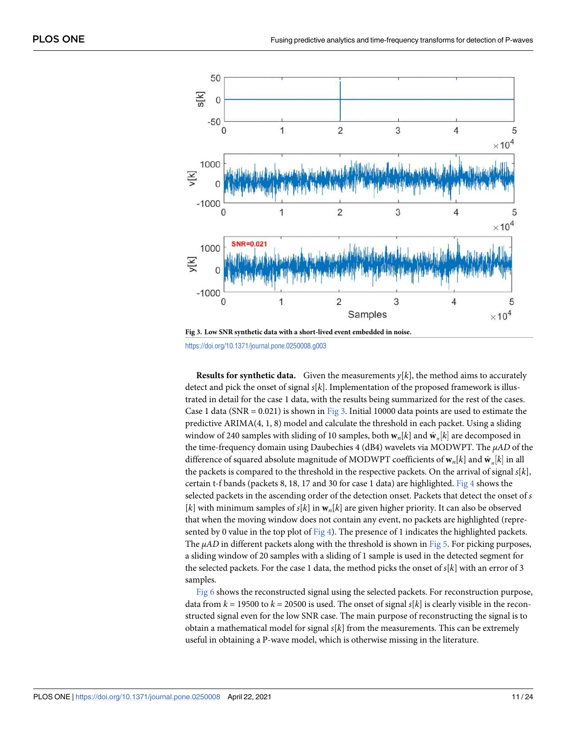Fig 3. Low SNR synthetic data with a short-lived event embedded in noise.

https://doi.org/10.1371/journal.pone.0250008.g003

**Results for synthetic data.** Given the measurements $y[k]$, the method aims to accurately detect and pick the onset of signal $s[k]$. Implementation of the proposed framework is illustrated in detail for the case 1 data, with the results being summarized for the rest of the cases. Case 1 data (SNR = 0.021) is shown in Fig 3. Initial 10000 data points are used to estimate the predictive ARIMA(4, 1, 8) model and calculate the threshold in each packet. Using a sliding window of 240 samples with sliding of 10 samples, both $\mathbf{w}_n[k]$ and $\hat{\mathbf{w}}_n[k]$ are decomposed in the time-frequency domain using Daubechies 4 (dB4) wavelets via MODWPT. The $\mu AD$ of the difference of squared absolute magnitude of MODWPT coefficients of $\mathbf{w}_n[k]$ and $\hat{\mathbf{w}}_n[k]$ in all the packets is compared to the threshold in the respective packets. On the arrival of signal $s[k]$, certain t-f bands (packets 8, 18, 17 and 30 for case 1 data) are highlighted. Fig 4 shows the selected packets in the ascending order of the detection onset. Packets that detect the onset of $s[k]$ with minimum samples of $s[k]$ in $\mathbf{w}_n[k]$ are given higher priority. It can also be observed that when the moving window does not contain any event, no packets are highlighted (represented by 0 value in the top plot of Fig 4). The presence of 1 indicates the highlighted packets. The $\mu AD$ in different packets along with the threshold is shown in Fig 5. For picking purposes, a sliding window of 20 samples with a sliding of 1 sample is used in the detected segment for the selected packets. For the case 1 data, the method picks the onset of $s[k]$ with an error of 3 samples.

Fig 6 shows the reconstructed signal using the selected packets. For reconstruction purpose, data from $k = 19500$ to $k = 20500$ is used. The onset of signal $s[k]$ is clearly visible in the reconstructed signal even for the low SNR case. The main purpose of reconstructing the signal is to obtain a mathematical model for signal $s[k]$ from the measurements. This can be extremely useful in obtaining a P-wave model, which is otherwise missing in the literature.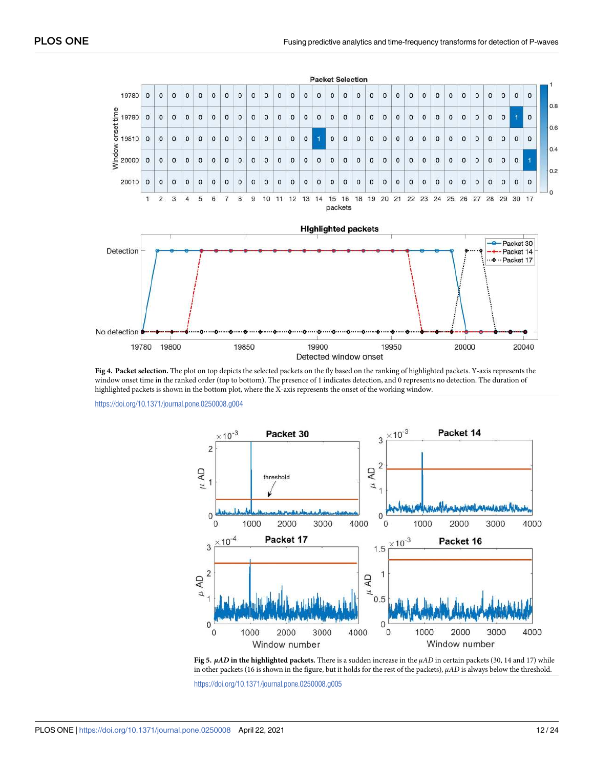**Fig 4. Packet selection.** The plot on top depicts the selected packets on the fly based on the ranking of highlighted packets. Y-axis represents the window onset time in the ranked order (top to bottom). The presence of 1 indicates detection, and 0 represents no detection. The duration of highlighted packets is shown in the bottom plot, where the X-axis represents the onset of the working window.

https://doi.org/10.1371/journal.pone.0250008.g004

**Fig 5. $\mu AD$ in the highlighted packets.** There is a sudden increase in the $\mu AD$ in certain packets (30, 14 and 17) while in other packets (16 is shown in the figure, but it holds for the rest of the packets), $\mu AD$ is always below the threshold.

https://doi.org/10.1371/journal.pone.0250008.g005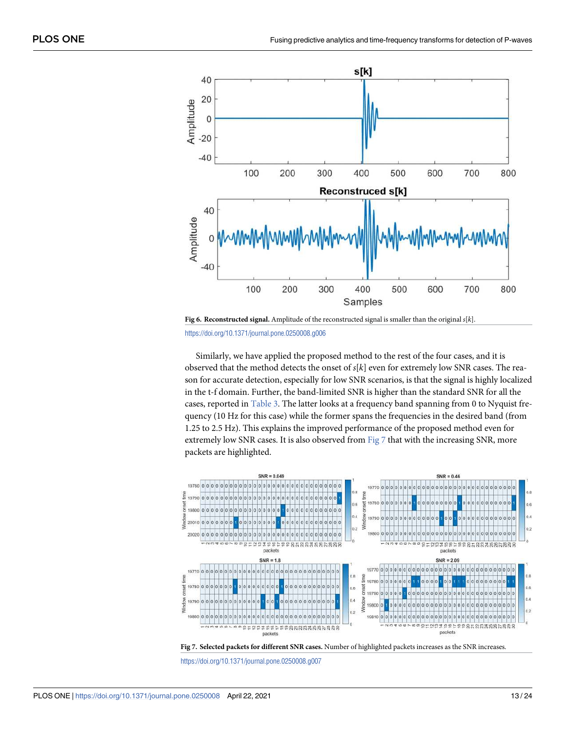**Fig 6. Reconstructed signal.** Amplitude of the reconstructed signal is smaller than the original $s[k]$.

https://doi.org/10.1371/journal.pone.0250008.g006

Similarly, we have applied the proposed method to the rest of the four cases, and it is observed that the method detects the onset of $s[k]$ even for extremely low SNR cases. The reason for accurate detection, especially for low SNR scenarios, is that the signal is highly localized in the t-f domain. Further, the band-limited SNR is higher than the standard SNR for all the cases, reported in Table 3. The latter looks at a frequency band spanning from 0 to Nyquist frequency (10 Hz for this case) while the former spans the frequencies in the desired band (from 1.25 to 2.5 Hz). This explains the improved performance of the proposed method even for extremely low SNR cases. It is also observed from Fig 7 that with the increasing SNR, more packets are highlighted.

**Fig 7. Selected packets for different SNR cases.** Number of highlighted packets increases as the SNR increases.

https://doi.org/10.1371/journal.pone.0250008.g007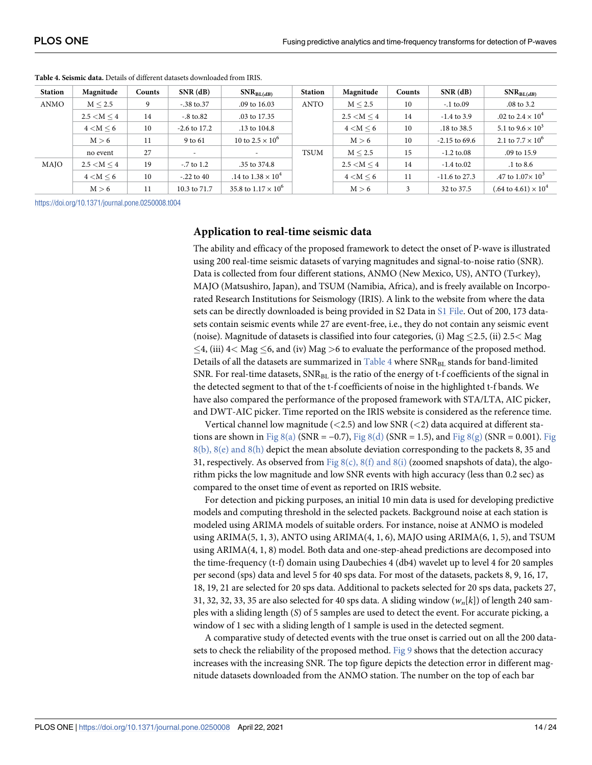**Table 4. Seismic data.** Details of different datasets downloaded from IRIS.

| Station | Magnitude | Counts | SNR (dB) | $SNR_{BL(dB)}$ | Station | Magnitude | Counts | SNR (dB) | $SNR_{BL(dB)}$ |
|---|---|---|---|---|---|---|---|---|---|
| ANMO | $M \leq 2.5$ | 9 | -.38 to.37 | .09 to 16.03 | ANTO | $M \leq 2.5$ | 10 | -.1 to.09 | .08 to 3.2 |
| | $2.5 < M \leq 4$ | 14 | -.8 to.82 | .03 to 17.35 | | $2.5 < M \leq 4$ | 14 | -1.4 to 3.9 | .02 to $2.4 \times 10^4$ |
| | $4 < M \leq 6$ | 10 | -2.6 to 17.2 | .13 to 104.8 | | $4 < M \leq 6$ | 10 | .18 to 38.5 | 5.1 to $9.6 \times 10^3$ |
| | $M > 6$ | 11 | 9 to 61 | 10 to $2.5 \times 10^6$ | | $M > 6$ | 10 | -2.15 to 69.6 | 2.1 to $7.7 \times 10^6$ |
| | no event | 27 | - | - | TSUM | $M \leq 2.5$ | 15 | -1.2 to.08 | .09 to 15.9 |
| MAJO | $2.5 < M \leq 4$ | 19 | -.7 to 1.2 | .35 to 374.8 | | $2.5 < M \leq 4$ | 14 | -1.4 to.02 | .1 to 8.6 |
| | $4 < M \leq 6$ | 10 | -.22 to 40 | .14 to $1.38 \times 10^4$ | | $4 < M \leq 6$ | 11 | -11.6 to 27.3 | .47 to $1.07 \times 10^3$ |
| | $M > 6$ | 11 | 10.3 to 71.7 | 35.8 to $1.17 \times 10^6$ | | $M > 6$ | 3 | 32 to 37.5 | (.64 to 4.61) $\times 10^4$ |

https://doi.org/10.1371/journal.pone.0250008.t004

## Application to real-time seismic data

The ability and efficacy of the proposed framework to detect the onset of P-wave is illustrated using 200 real-time seismic datasets of varying magnitudes and signal-to-noise ratio (SNR). Data is collected from four different stations, ANMO (New Mexico, US), ANTO (Turkey), MAJO (Matsushiro, Japan), and TSUM (Namibia, Africa), and is freely available on Incorporated Research Institutions for Seismology (IRIS). A link to the website from where the data sets can be directly downloaded is being provided in S2 Data in S1 File. Out of 200, 173 datasets contain seismic events while 27 are event-free, i.e., they do not contain any seismic event (noise). Magnitude of datasets is classified into four categories, (i) Mag $\leq$2.5, (ii) 2.5< Mag $\leq$4, (iii) 4< Mag $\leq$6, and (iv) Mag >6 to evaluate the performance of the proposed method. Details of all the datasets are summarized in Table 4 where $SNR_{BL}$ stands for band-limited SNR. For real-time datasets, $SNR_{BL}$ is the ratio of the energy of t-f coefficients of the signal in the detected segment to that of the t-f coefficients of noise in the highlighted t-f bands. We have also compared the performance of the proposed framework with STA/LTA, AIC picker, and DWT-AIC picker. Time reported on the IRIS website is considered as the reference time.

Vertical channel low magnitude (<2.5) and low SNR (<2) data acquired at different stations are shown in Fig 8(a) (SNR = −0.7), Fig 8(d) (SNR = 1.5), and Fig 8(g) (SNR = 0.001). Fig 8(b), 8(e) and 8(h) depict the mean absolute deviation corresponding to the packets 8, 35 and 31, respectively. As observed from Fig 8(c), 8(f) and 8(i) (zoomed snapshots of data), the algorithm picks the low magnitude and low SNR events with high accuracy (less than 0.2 sec) as compared to the onset time of event as reported on IRIS website.

For detection and picking purposes, an initial 10 min data is used for developing predictive models and computing threshold in the selected packets. Background noise at each station is modeled using ARIMA models of suitable orders. For instance, noise at ANMO is modeled using ARIMA(5, 1, 3), ANTO using ARIMA(4, 1, 6), MAJO using ARIMA(6, 1, 5), and TSUM using ARIMA(4, 1, 8) model. Both data and one-step-ahead predictions are decomposed into the time-frequency (t-f) domain using Daubechies 4 (db4) wavelet up to level 4 for 20 samples per second (sps) data and level 5 for 40 sps data. For most of the datasets, packets 8, 9, 16, 17, 18, 19, 21 are selected for 20 sps data. Additional to packets selected for 20 sps data, packets 27, 31, 32, 32, 33, 35 are also selected for 40 sps data. A sliding window ($w_n[k]$) of length 240 samples with a sliding length ($S$) of 5 samples are used to detect the event. For accurate picking, a window of 1 sec with a sliding length of 1 sample is used in the detected segment.

A comparative study of detected events with the true onset is carried out on all the 200 datasets to check the reliability of the proposed method. Fig 9 shows that the detection accuracy increases with the increasing SNR. The top figure depicts the detection error in different magnitude datasets downloaded from the ANMO station. The number on the top of each bar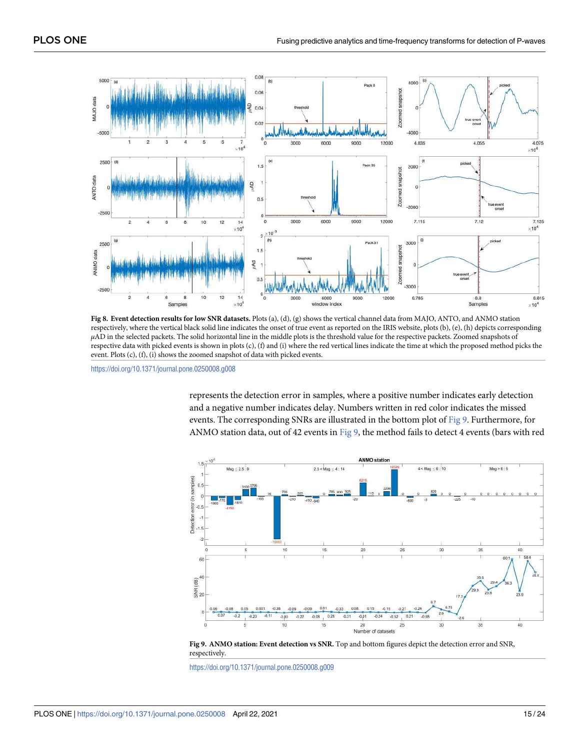**Fig 8. Event detection results for low SNR datasets.** Plots (a), (d), (g) shows the vertical channel data from MAJO, ANTO, and ANMO station respectively, where the vertical black solid line indicates the onset of true event as reported on the IRIS website, plots (b), (e), (h) depicts corresponding $\mu$AD in the selected packets. The solid horizontal line in the middle plots is the threshold value for the respective packets. Zoomed snapshots of respective data with picked events is shown in plots (c), (f) and (i) where the red vertical lines indicate the time at which the proposed method picks the event. Plots (c), (f), (i) shows the zoomed snapshot of data with picked events.

https://doi.org/10.1371/journal.pone.0250008.g008

represents the detection error in samples, where a positive number indicates early detection and a negative number indicates delay. Numbers written in red color indicates the missed events. The corresponding SNRs are illustrated in the bottom plot of Fig 9. Furthermore, for ANMO station data, out of 42 events in Fig 9, the method fails to detect 4 events (bars with red

**Fig 9. ANMO station: Event detection vs SNR.** Top and bottom figures depict the detection error and SNR, respectively.

https://doi.org/10.1371/journal.pone.0250008.g009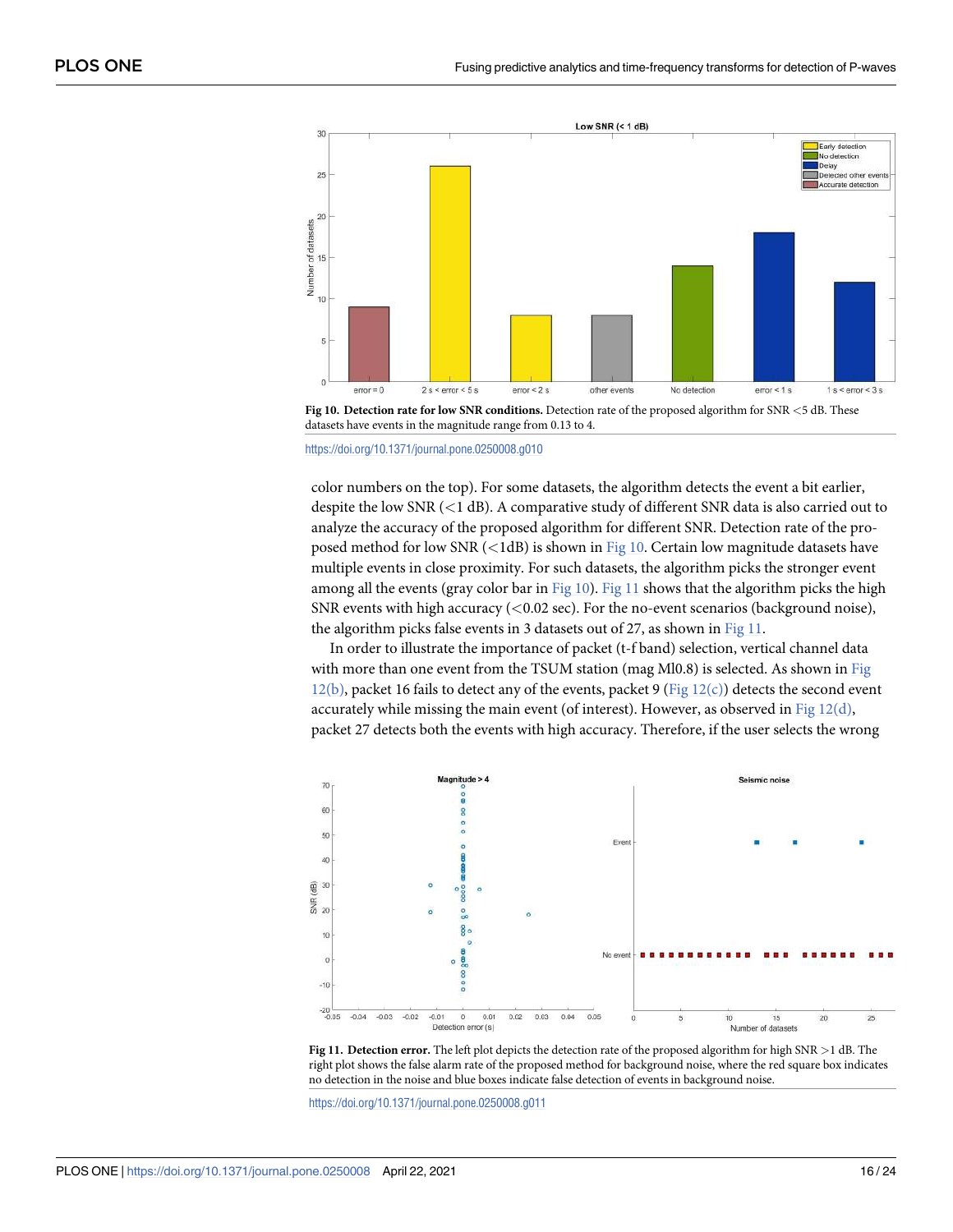**Fig 10. Detection rate for low SNR conditions.** Detection rate of the proposed algorithm for SNR <5 dB. These datasets have events in the magnitude range from 0.13 to 4.

https://doi.org/10.1371/journal.pone.0250008.g010

color numbers on the top). For some datasets, the algorithm detects the event a bit earlier, despite the low SNR (<1 dB). A comparative study of different SNR data is also carried out to analyze the accuracy of the proposed algorithm for different SNR. Detection rate of the proposed method for low SNR (<1dB) is shown in Fig 10. Certain low magnitude datasets have multiple events in close proximity. For such datasets, the algorithm picks the stronger event among all the events (gray color bar in Fig 10). Fig 11 shows that the algorithm picks the high SNR events with high accuracy (<0.02 sec). For the no-event scenarios (background noise), the algorithm picks false events in 3 datasets out of 27, as shown in Fig 11.

In order to illustrate the importance of packet (t-f band) selection, vertical channel data with more than one event from the TSUM station (mag Ml0.8) is selected. As shown in Fig 12(b), packet 16 fails to detect any of the events, packet 9 (Fig 12(c)) detects the second event accurately while missing the main event (of interest). However, as observed in Fig 12(d), packet 27 detects both the events with high accuracy. Therefore, if the user selects the wrong

**Fig 11. Detection error.** The left plot depicts the detection rate of the proposed algorithm for high SNR >1 dB. The right plot shows the false alarm rate of the proposed method for background noise, where the red square box indicates no detection in the noise and blue boxes indicate false detection of events in background noise.

https://doi.org/10.1371/journal.pone.0250008.g011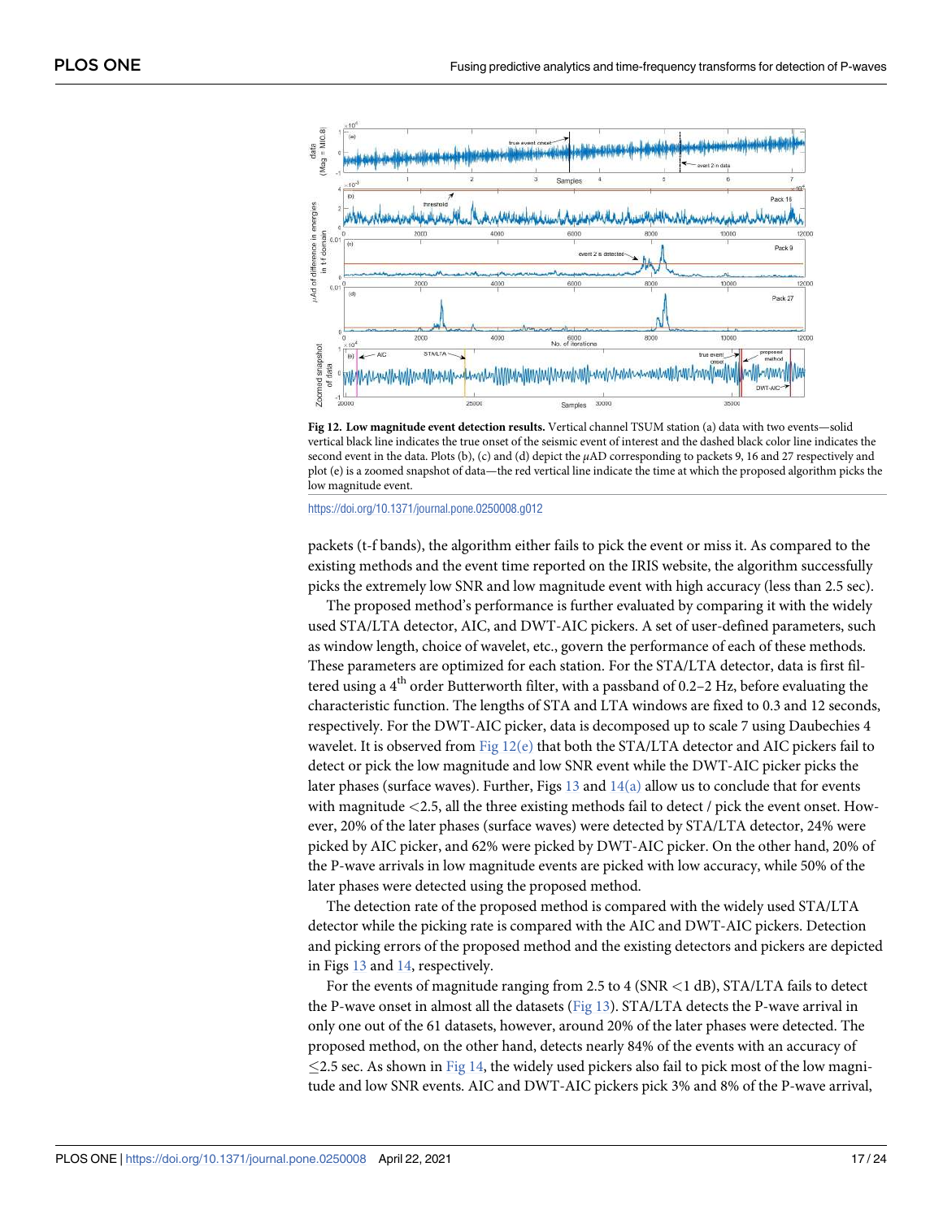**Fig 12. Low magnitude event detection results.** Vertical channel TSUM station (a) data with two events—solid vertical black line indicates the true onset of the seismic event of interest and the dashed black color line indicates the second event in the data. Plots (b), (c) and (d) depict the $\mu$AD corresponding to packets 9, 16 and 27 respectively and plot (e) is a zoomed snapshot of data—the red vertical line indicate the time at which the proposed algorithm picks the low magnitude event.

https://doi.org/10.1371/journal.pone.0250008.g012

packets (t-f bands), the algorithm either fails to pick the event or miss it. As compared to the existing methods and the event time reported on the IRIS website, the algorithm successfully picks the extremely low SNR and low magnitude event with high accuracy (less than 2.5 sec).

The proposed method's performance is further evaluated by comparing it with the widely used STA/LTA detector, AIC, and DWT-AIC pickers. A set of user-defined parameters, such as window length, choice of wavelet, etc., govern the performance of each of these methods. These parameters are optimized for each station. For the STA/LTA detector, data is first filtered using a 4$^{th}$ order Butterworth filter, with a passband of 0.2–2 Hz, before evaluating the characteristic function. The lengths of STA and LTA windows are fixed to 0.3 and 12 seconds, respectively. For the DWT-AIC picker, data is decomposed up to scale 7 using Daubechies 4 wavelet. It is observed from Fig 12(e) that both the STA/LTA detector and AIC pickers fail to detect or pick the low magnitude and low SNR event while the DWT-AIC picker picks the later phases (surface waves). Further, Figs 13 and 14(a) allow us to conclude that for events with magnitude <2.5, all the three existing methods fail to detect / pick the event onset. However, 20% of the later phases (surface waves) were detected by STA/LTA detector, 24% were picked by AIC picker, and 62% were picked by DWT-AIC picker. On the other hand, 20% of the P-wave arrivals in low magnitude events are picked with low accuracy, while 50% of the later phases were detected using the proposed method.

The detection rate of the proposed method is compared with the widely used STA/LTA detector while the picking rate is compared with the AIC and DWT-AIC pickers. Detection and picking errors of the proposed method and the existing detectors and pickers are depicted in Figs 13 and 14, respectively.

For the events of magnitude ranging from 2.5 to 4 (SNR <1 dB), STA/LTA fails to detect the P-wave onset in almost all the datasets (Fig 13). STA/LTA detects the P-wave arrival in only one out of the 61 datasets, however, around 20% of the later phases were detected. The proposed method, on the other hand, detects nearly 84% of the events with an accuracy of ≤2.5 sec. As shown in Fig 14, the widely used pickers also fail to pick most of the low magnitude and low SNR events. AIC and DWT-AIC pickers pick 3% and 8% of the P-wave arrival,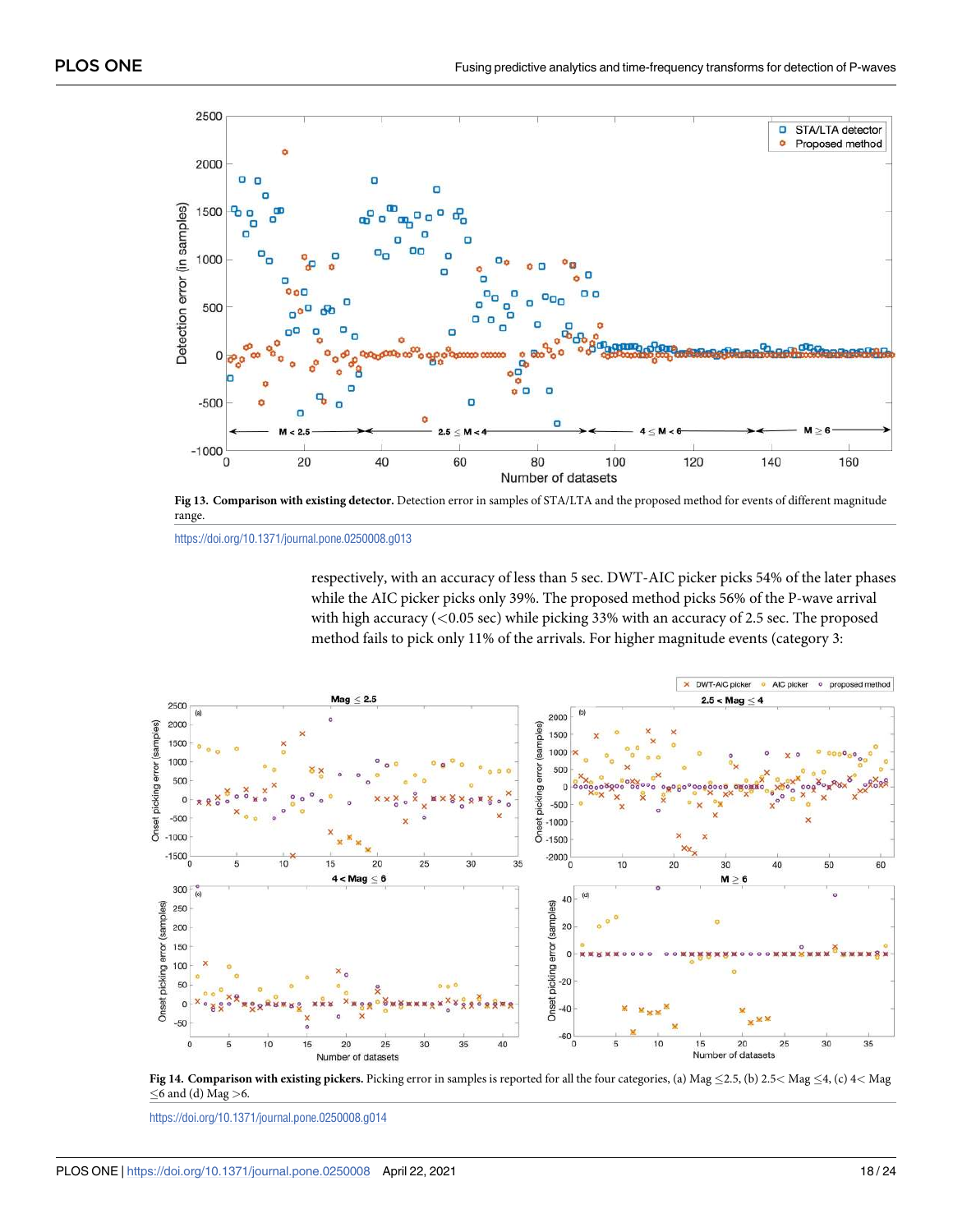Fig 13. **Comparison with existing detector.** Detection error in samples of STA/LTA and the proposed method for events of different magnitude range.

https://doi.org/10.1371/journal.pone.0250008.g013

respectively, with an accuracy of less than 5 sec. DWT-AIC picker picks 54% of the later phases while the AIC picker picks only 39%. The proposed method picks 56% of the P-wave arrival with high accuracy (<0.05 sec) while picking 33% with an accuracy of 2.5 sec. The proposed method fails to pick only 11% of the arrivals. For higher magnitude events (category 3:

**Fig 14. Comparison with existing pickers.** Picking error in samples is reported for all the four categories, (a) Mag ≤2.5, (b) 2.5< Mag ≤4, (c) 4< Mag ≤6 and (d) Mag >6.

https://doi.org/10.1371/journal.pone.0250008.g014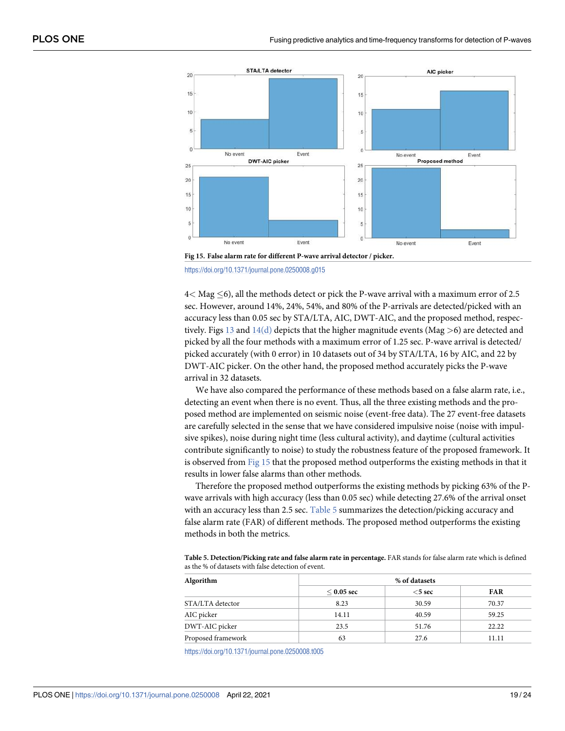Fig 15. False alarm rate for different P-wave arrival detector / picker.

https://doi.org/10.1371/journal.pone.0250008.g015

4< Mag ≤6), all the methods detect or pick the P-wave arrival with a maximum error of 2.5 sec. However, around 14%, 24%, 54%, and 80% of the P-arrivals are detected/picked with an accuracy less than 0.05 sec by STA/LTA, AIC, DWT-AIC, and the proposed method, respectively. Figs 13 and 14(d) depicts that the higher magnitude events (Mag >6) are detected and picked by all the four methods with a maximum of 1.25 sec. P-wave arrival is detected/picked accurately (with 0 error) in 10 datasets out of 34 by STA/LTA, 16 by AIC, and 22 by DWT-AIC picker. On the other hand, the proposed method accurately picks the P-wave arrival in 32 datasets.

We have also compared the performance of these methods based on a false alarm rate, i.e., detecting an event when there is no event. Thus, all the three existing methods and the proposed method are implemented on seismic noise (event-free data). The 27 event-free datasets are carefully selected in the sense that we have considered impulsive noise (noise with impulsive spikes), noise during night time (less cultural activity), and daytime (cultural activities contribute significantly to noise) to study the robustness feature of the proposed framework. It is observed from Fig 15 that the proposed method outperforms the existing methods in that it results in lower false alarms than other methods.

Therefore the proposed method outperforms the existing methods by picking 63% of the P-wave arrivals with high accuracy (less than 0.05 sec) while detecting 27.6% of the arrival onset with an accuracy less than 2.5 sec. Table 5 summarizes the detection/picking accuracy and false alarm rate (FAR) of different methods. The proposed method outperforms the existing methods in both the metrics.

**Table 5. Detection/Picking rate and false alarm rate in percentage.** FAR stands for false alarm rate which is defined as the % of datasets with false detection of event.

| Algorithm | % of datasets | | |
|---|---|---|---|
| | ≤ 0.05 sec | <5 sec | FAR |
| STA/LTA detector | 8.23 | 30.59 | 70.37 |
| AIC picker | 14.11 | 40.59 | 59.25 |
| DWT-AIC picker | 23.5 | 51.76 | 22.22 |
| Proposed framework | 63 | 27.6 | 11.11 |

https://doi.org/10.1371/journal.pone.0250008.t005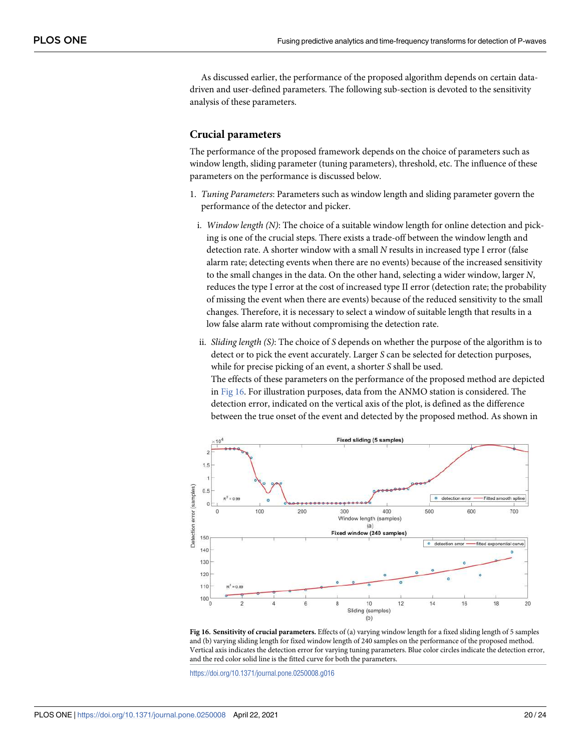As discussed earlier, the performance of the proposed algorithm depends on certain data-driven and user-defined parameters. The following sub-section is devoted to the sensitivity analysis of these parameters.

## Crucial parameters

The performance of the proposed framework depends on the choice of parameters such as window length, sliding parameter (tuning parameters), threshold, etc. The influence of these parameters on the performance is discussed below.

1. *Tuning Parameters*: Parameters such as window length and sliding parameter govern the performance of the detector and picker.

   i. *Window length (N)*: The choice of a suitable window length for online detection and picking is one of the crucial steps. There exists a trade-off between the window length and detection rate. A shorter window with a small *N* results in increased type I error (false alarm rate; detecting events when there are no events) because of the increased sensitivity to the small changes in the data. On the other hand, selecting a wider window, larger *N*, reduces the type I error at the cost of increased type II error (detection rate; the probability of missing the event when there are events) because of the reduced sensitivity to the small changes. Therefore, it is necessary to select a window of suitable length that results in a low false alarm rate without compromising the detection rate.

   ii. *Sliding length (S)*: The choice of *S* depends on whether the purpose of the algorithm is to detect or to pick the event accurately. Larger *S* can be selected for detection purposes, while for precise picking of an event, a shorter *S* shall be used.
   The effects of these parameters on the performance of the proposed method are depicted in Fig 16. For illustration purposes, data from the ANMO station is considered. The detection error, indicated on the vertical axis of the plot, is defined as the difference between the true onset of the event and detected by the proposed method. As shown in

**Fig 16. Sensitivity of crucial parameters.** Effects of (a) varying window length for a fixed sliding length of 5 samples and (b) varying sliding length for fixed window length of 240 samples on the performance of the proposed method. Vertical axis indicates the detection error for varying tuning parameters. Blue color circles indicate the detection error, and the red color solid line is the fitted curve for both the parameters.

https://doi.org/10.1371/journal.pone.0250008.g016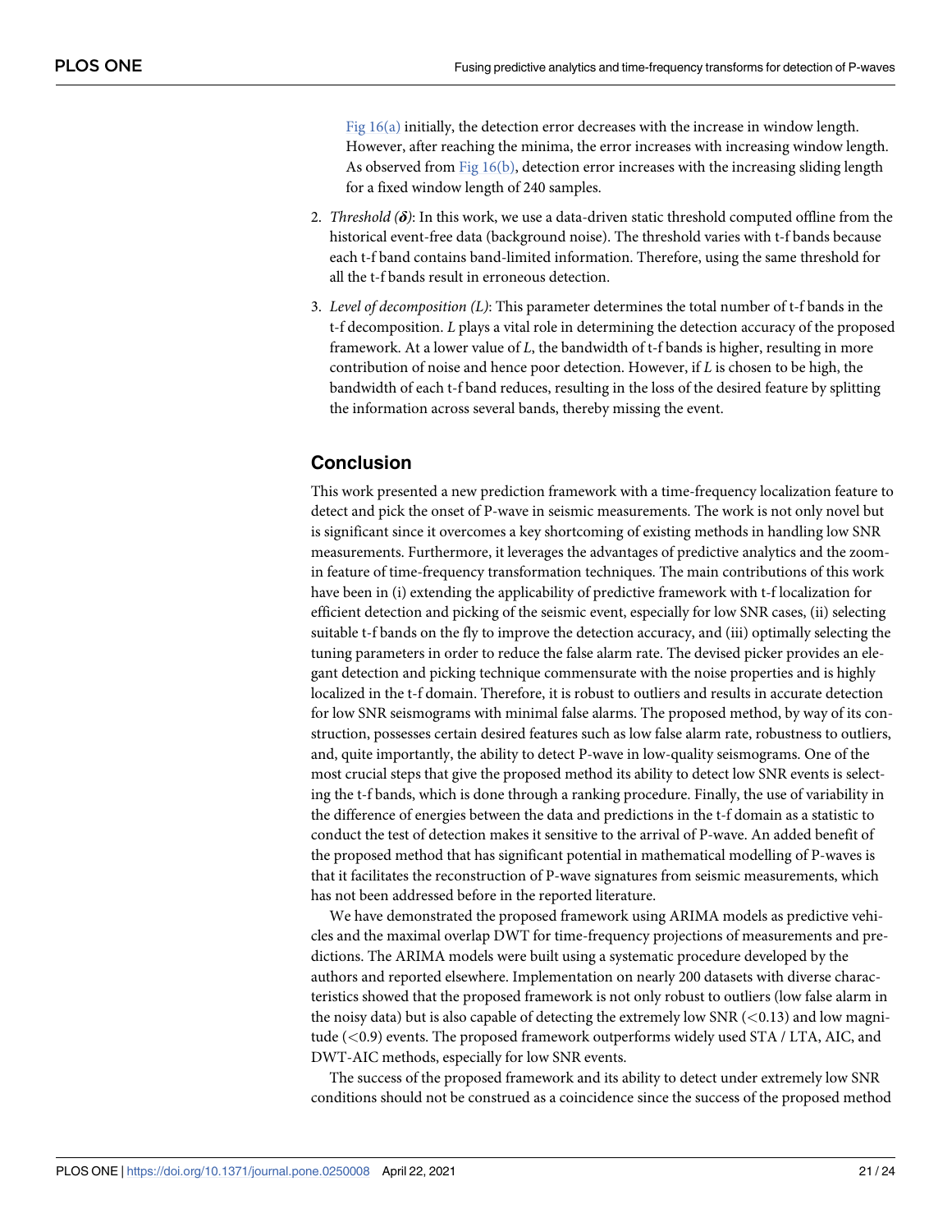Fig 16(a) initially, the detection error decreases with the increase in window length. However, after reaching the minima, the error increases with increasing window length. As observed from Fig 16(b), detection error increases with the increasing sliding length for a fixed window length of 240 samples.

2. *Threshold ($\boldsymbol{\delta}$)*: In this work, we use a data-driven static threshold computed offline from the historical event-free data (background noise). The threshold varies with t-f bands because each t-f band contains band-limited information. Therefore, using the same threshold for all the t-f bands result in erroneous detection.

3. *Level of decomposition ($L$)*: This parameter determines the total number of t-f bands in the t-f decomposition. $L$ plays a vital role in determining the detection accuracy of the proposed framework. At a lower value of $L$, the bandwidth of t-f bands is higher, resulting in more contribution of noise and hence poor detection. However, if $L$ is chosen to be high, the bandwidth of each t-f band reduces, resulting in the loss of the desired feature by splitting the information across several bands, thereby missing the event.

## Conclusion

This work presented a new prediction framework with a time-frequency localization feature to detect and pick the onset of P-wave in seismic measurements. The work is not only novel but is significant since it overcomes a key shortcoming of existing methods in handling low SNR measurements. Furthermore, it leverages the advantages of predictive analytics and the zoom-in feature of time-frequency transformation techniques. The main contributions of this work have been in (i) extending the applicability of predictive framework with t-f localization for efficient detection and picking of the seismic event, especially for low SNR cases, (ii) selecting suitable t-f bands on the fly to improve the detection accuracy, and (iii) optimally selecting the tuning parameters in order to reduce the false alarm rate. The devised picker provides an elegant detection and picking technique commensurate with the noise properties and is highly localized in the t-f domain. Therefore, it is robust to outliers and results in accurate detection for low SNR seismograms with minimal false alarms. The proposed method, by way of its construction, possesses certain desired features such as low false alarm rate, robustness to outliers, and, quite importantly, the ability to detect P-wave in low-quality seismograms. One of the most crucial steps that give the proposed method its ability to detect low SNR events is selecting the t-f bands, which is done through a ranking procedure. Finally, the use of variability in the difference of energies between the data and predictions in the t-f domain as a statistic to conduct the test of detection makes it sensitive to the arrival of P-wave. An added benefit of the proposed method that has significant potential in mathematical modelling of P-waves is that it facilitates the reconstruction of P-wave signatures from seismic measurements, which has not been addressed before in the reported literature.

We have demonstrated the proposed framework using ARIMA models as predictive vehicles and the maximal overlap DWT for time-frequency projections of measurements and predictions. The ARIMA models were built using a systematic procedure developed by the authors and reported elsewhere. Implementation on nearly 200 datasets with diverse characteristics showed that the proposed framework is not only robust to outliers (low false alarm in the noisy data) but is also capable of detecting the extremely low SNR ($<0.13$) and low magnitude ($<0.9$) events. The proposed framework outperforms widely used STA / LTA, AIC, and DWT-AIC methods, especially for low SNR events.

The success of the proposed framework and its ability to detect under extremely low SNR conditions should not be construed as a coincidence since the success of the proposed method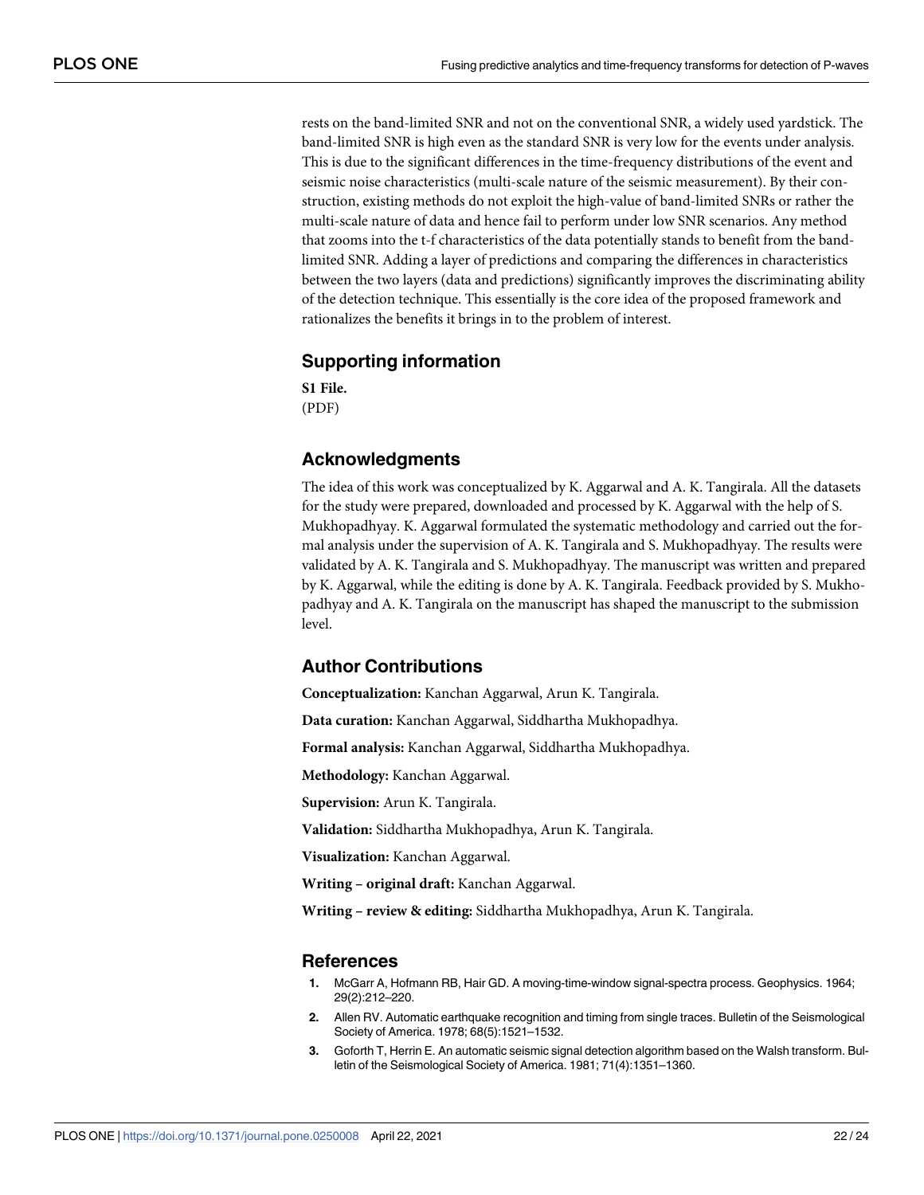rests on the band-limited SNR and not on the conventional SNR, a widely used yardstick. The band-limited SNR is high even as the standard SNR is very low for the events under analysis. This is due to the significant differences in the time-frequency distributions of the event and seismic noise characteristics (multi-scale nature of the seismic measurement). By their construction, existing methods do not exploit the high-value of band-limited SNRs or rather the multi-scale nature of data and hence fail to perform under low SNR scenarios. Any method that zooms into the t-f characteristics of the data potentially stands to benefit from the band-limited SNR. Adding a layer of predictions and comparing the differences in characteristics between the two layers (data and predictions) significantly improves the discriminating ability of the detection technique. This essentially is the core idea of the proposed framework and rationalizes the benefits it brings in to the problem of interest.

## Supporting information

**S1 File.**
(PDF)

## Acknowledgments

The idea of this work was conceptualized by K. Aggarwal and A. K. Tangirala. All the datasets for the study were prepared, downloaded and processed by K. Aggarwal with the help of S. Mukhopadhyay. K. Aggarwal formulated the systematic methodology and carried out the formal analysis under the supervision of A. K. Tangirala and S. Mukhopadhyay. The results were validated by A. K. Tangirala and S. Mukhopadhyay. The manuscript was written and prepared by K. Aggarwal, while the editing is done by A. K. Tangirala. Feedback provided by S. Mukhopadhyay and A. K. Tangirala on the manuscript has shaped the manuscript to the submission level.

## Author Contributions

**Conceptualization:** Kanchan Aggarwal, Arun K. Tangirala.

**Data curation:** Kanchan Aggarwal, Siddhartha Mukhopadhya.

**Formal analysis:** Kanchan Aggarwal, Siddhartha Mukhopadhya.

**Methodology:** Kanchan Aggarwal.

**Supervision:** Arun K. Tangirala.

**Validation:** Siddhartha Mukhopadhya, Arun K. Tangirala.

**Visualization:** Kanchan Aggarwal.

**Writing – original draft:** Kanchan Aggarwal.

**Writing – review & editing:** Siddhartha Mukhopadhya, Arun K. Tangirala.

## References

1. McGarr A, Hofmann RB, Hair GD. A moving-time-window signal-spectra process. Geophysics. 1964; 29(2):212–220.
2. Allen RV. Automatic earthquake recognition and timing from single traces. Bulletin of the Seismological Society of America. 1978; 68(5):1521–1532.
3. Goforth T, Herrin E. An automatic seismic signal detection algorithm based on the Walsh transform. Bulletin of the Seismological Society of America. 1981; 71(4):1351–1360.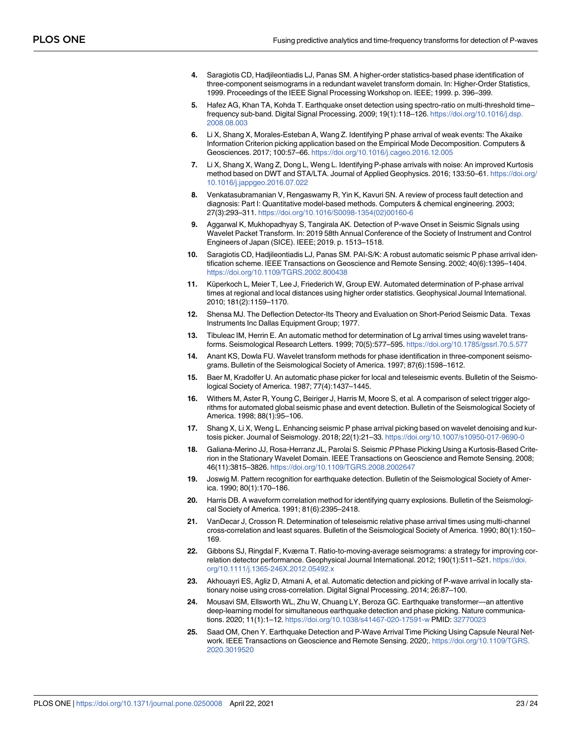4. Saragiotis CD, Hadjileontiadis LJ, Panas SM. A higher-order statistics-based phase identification of three-component seismograms in a redundant wavelet transform domain. In: Higher-Order Statistics, 1999. Proceedings of the IEEE Signal Processing Workshop on. IEEE; 1999. p. 396–399.
5. Hafez AG, Khan TA, Kohda T. Earthquake onset detection using spectro-ratio on multi-threshold time–frequency sub-band. Digital Signal Processing. 2009; 19(1):118–126. https://doi.org/10.1016/j.dsp.2008.08.003
6. Li X, Shang X, Morales-Esteban A, Wang Z. Identifying P phase arrival of weak events: The Akaike Information Criterion picking application based on the Empirical Mode Decomposition. Computers & Geosciences. 2017; 100:57–66. https://doi.org/10.1016/j.cageo.2016.12.005
7. Li X, Shang X, Wang Z, Dong L, Weng L. Identifying P-phase arrivals with noise: An improved Kurtosis method based on DWT and STA/LTA. Journal of Applied Geophysics. 2016; 133:50–61. https://doi.org/10.1016/j.jappgeo.2016.07.022
8. Venkatasubramanian V, Rengaswamy R, Yin K, Kavuri SN. A review of process fault detection and diagnosis: Part I: Quantitative model-based methods. Computers & chemical engineering. 2003; 27(3):293–311. https://doi.org/10.1016/S0098-1354(02)00160-6
9. Aggarwal K, Mukhopadhyay S, Tangirala AK. Detection of P-wave Onset in Seismic Signals using Wavelet Packet Transform. In: 2019 58th Annual Conference of the Society of Instrument and Control Engineers of Japan (SICE). IEEE; 2019. p. 1513–1518.
10. Saragiotis CD, Hadjileontiadis LJ, Panas SM. PAI-S/K: A robust automatic seismic P phase arrival identification scheme. IEEE Transactions on Geoscience and Remote Sensing. 2002; 40(6):1395–1404. https://doi.org/10.1109/TGRS.2002.800438
11. Küperkoch L, Meier T, Lee J, Friederich W, Group EW. Automated determination of P-phase arrival times at regional and local distances using higher order statistics. Geophysical Journal International. 2010; 181(2):1159–1170.
12. Shensa MJ. The Deflection Detector-Its Theory and Evaluation on Short-Period Seismic Data. Texas Instruments Inc Dallas Equipment Group; 1977.
13. Tibuleac IM, Herrin E. An automatic method for determination of Lg arrival times using wavelet transforms. Seismological Research Letters. 1999; 70(5):577–595. https://doi.org/10.1785/gssrl.70.5.577
14. Anant KS, Dowla FU. Wavelet transform methods for phase identification in three-component seismograms. Bulletin of the Seismological Society of America. 1997; 87(6):1598–1612.
15. Baer M, Kradolfer U. An automatic phase picker for local and teleseismic events. Bulletin of the Seismological Society of America. 1987; 77(4):1437–1445.
16. Withers M, Aster R, Young C, Beiriger J, Harris M, Moore S, et al. A comparison of select trigger algorithms for automated global seismic phase and event detection. Bulletin of the Seismological Society of America. 1998; 88(1):95–106.
17. Shang X, Li X, Weng L. Enhancing seismic P phase arrival picking based on wavelet denoising and kurtosis picker. Journal of Seismology. 2018; 22(1):21–33. https://doi.org/10.1007/s10950-017-9690-0
18. Galiana-Merino JJ, Rosa-Herranz JL, Parolai S. Seismic *P* Phase Picking Using a Kurtosis-Based Criterion in the Stationary Wavelet Domain. IEEE Transactions on Geoscience and Remote Sensing. 2008; 46(11):3815–3826. https://doi.org/10.1109/TGRS.2008.2002647
19. Joswig M. Pattern recognition for earthquake detection. Bulletin of the Seismological Society of America. 1990; 80(1):170–186.
20. Harris DB. A waveform correlation method for identifying quarry explosions. Bulletin of the Seismological Society of America. 1991; 81(6):2395–2418.
21. VanDecar J, Crosson R. Determination of teleseismic relative phase arrival times using multi-channel cross-correlation and least squares. Bulletin of the Seismological Society of America. 1990; 80(1):150–169.
22. Gibbons SJ, Ringdal F, Kværna T. Ratio-to-moving-average seismograms: a strategy for improving correlation detector performance. Geophysical Journal International. 2012; 190(1):511–521. https://doi.org/10.1111/j.1365-246X.2012.05492.x
23. Akhouayri ES, Agliz D, Atmani A, et al. Automatic detection and picking of P-wave arrival in locally stationary noise using cross-correlation. Digital Signal Processing. 2014; 26:87–100.
24. Mousavi SM, Ellsworth WL, Zhu W, Chuang LY, Beroza GC. Earthquake transformer—an attentive deep-learning model for simultaneous earthquake detection and phase picking. Nature communications. 2020; 11(1):1–12. https://doi.org/10.1038/s41467-020-17591-w PMID: 32770023
25. Saad OM, Chen Y. Earthquake Detection and P-Wave Arrival Time Picking Using Capsule Neural Network. IEEE Transactions on Geoscience and Remote Sensing. 2020;. https://doi.org/10.1109/TGRS.2020.3019520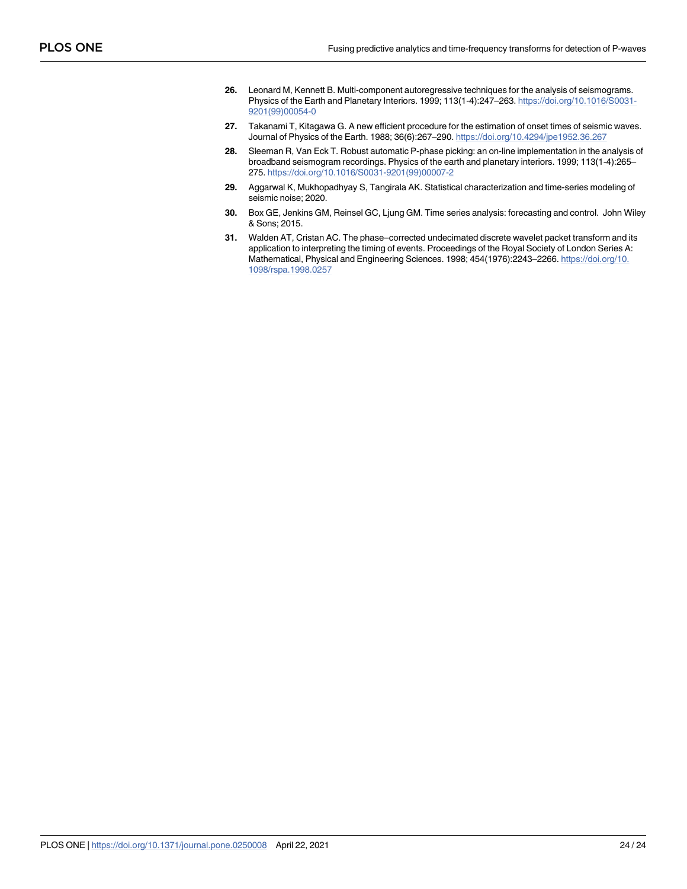26. Leonard M, Kennett B. Multi-component autoregressive techniques for the analysis of seismograms. Physics of the Earth and Planetary Interiors. 1999; 113(1-4):247–263. https://doi.org/10.1016/S0031-9201(99)00054-0

27. Takanami T, Kitagawa G. A new efficient procedure for the estimation of onset times of seismic waves. Journal of Physics of the Earth. 1988; 36(6):267–290. https://doi.org/10.4294/jpe1952.36.267

28. Sleeman R, Van Eck T. Robust automatic P-phase picking: an on-line implementation in the analysis of broadband seismogram recordings. Physics of the earth and planetary interiors. 1999; 113(1-4):265–275. https://doi.org/10.1016/S0031-9201(99)00007-2

29. Aggarwal K, Mukhopadhyay S, Tangirala AK. Statistical characterization and time-series modeling of seismic noise; 2020.

30. Box GE, Jenkins GM, Reinsel GC, Ljung GM. Time series analysis: forecasting and control. John Wiley & Sons; 2015.

31. Walden AT, Cristan AC. The phase–corrected undecimated discrete wavelet packet transform and its application to interpreting the timing of events. Proceedings of the Royal Society of London Series A: Mathematical, Physical and Engineering Sciences. 1998; 454(1976):2243–2266. https://doi.org/10.1098/rspa.1998.0257